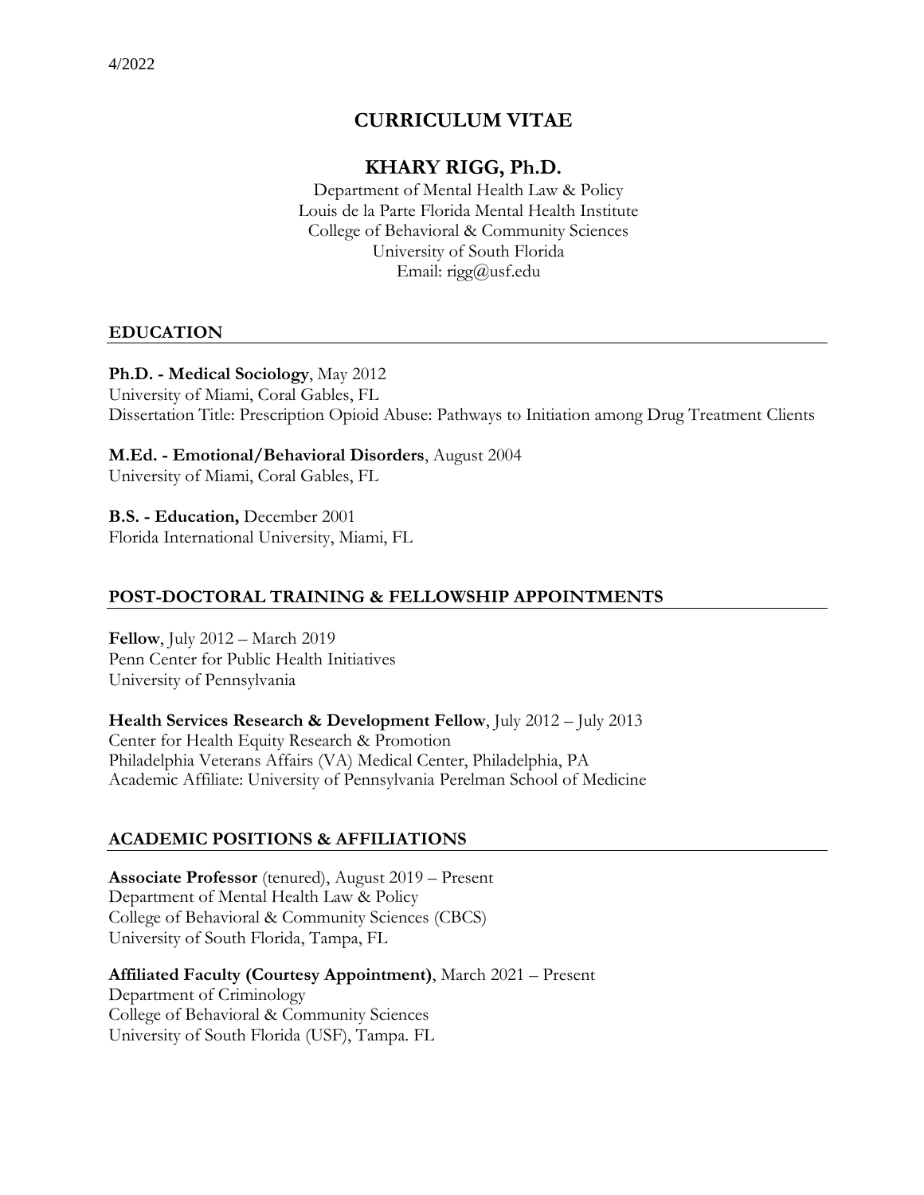4/2022

# CURRICULUM VITAE

## KHARY RIGG, Ph.D.

Department of Mental Health Law & Policy
Louis de la Parte Florida Mental Health Institute
College of Behavioral & Community Sciences
University of South Florida
Email: rigg@usf.edu

## EDUCATION

**Ph.D. - Medical Sociology**, May 2012
University of Miami, Coral Gables, FL
Dissertation Title: Prescription Opioid Abuse: Pathways to Initiation among Drug Treatment Clients

**M.Ed. - Emotional/Behavioral Disorders**, August 2004
University of Miami, Coral Gables, FL

**B.S. - Education,** December 2001
Florida International University, Miami, FL

## POST-DOCTORAL TRAINING & FELLOWSHIP APPOINTMENTS

**Fellow**, July 2012 – March 2019
Penn Center for Public Health Initiatives
University of Pennsylvania

**Health Services Research & Development Fellow**, July 2012 – July 2013
Center for Health Equity Research & Promotion
Philadelphia Veterans Affairs (VA) Medical Center, Philadelphia, PA
Academic Affiliate: University of Pennsylvania Perelman School of Medicine

## ACADEMIC POSITIONS & AFFILIATIONS

**Associate Professor** (tenured), August 2019 – Present
Department of Mental Health Law & Policy
College of Behavioral & Community Sciences (CBCS)
University of South Florida, Tampa, FL

**Affiliated Faculty (Courtesy Appointment)**, March 2021 – Present
Department of Criminology
College of Behavioral & Community Sciences
University of South Florida (USF), Tampa. FL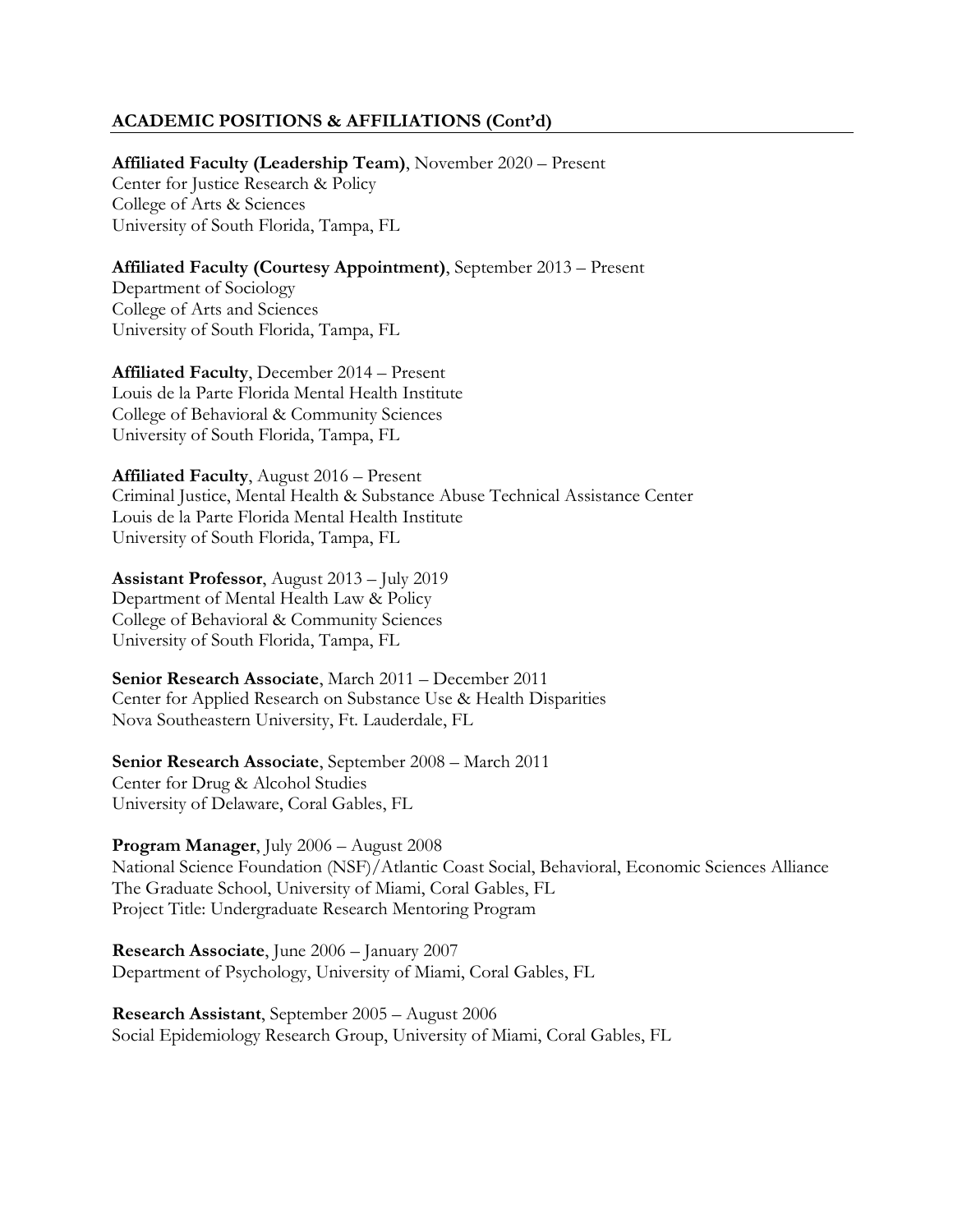## ACADEMIC POSITIONS & AFFILIATIONS (Cont'd)

**Affiliated Faculty (Leadership Team)**, November 2020 – Present
Center for Justice Research & Policy
College of Arts & Sciences
University of South Florida, Tampa, FL

**Affiliated Faculty (Courtesy Appointment)**, September 2013 – Present
Department of Sociology
College of Arts and Sciences
University of South Florida, Tampa, FL

**Affiliated Faculty**, December 2014 – Present
Louis de la Parte Florida Mental Health Institute
College of Behavioral & Community Sciences
University of South Florida, Tampa, FL

**Affiliated Faculty**, August 2016 – Present
Criminal Justice, Mental Health & Substance Abuse Technical Assistance Center
Louis de la Parte Florida Mental Health Institute
University of South Florida, Tampa, FL

**Assistant Professor**, August 2013 – July 2019
Department of Mental Health Law & Policy
College of Behavioral & Community Sciences
University of South Florida, Tampa, FL

**Senior Research Associate**, March 2011 – December 2011
Center for Applied Research on Substance Use & Health Disparities
Nova Southeastern University, Ft. Lauderdale, FL

**Senior Research Associate**, September 2008 – March 2011
Center for Drug & Alcohol Studies
University of Delaware, Coral Gables, FL

**Program Manager**, July 2006 – August 2008
National Science Foundation (NSF)/Atlantic Coast Social, Behavioral, Economic Sciences Alliance
The Graduate School, University of Miami, Coral Gables, FL
Project Title: Undergraduate Research Mentoring Program

**Research Associate**, June 2006 – January 2007
Department of Psychology, University of Miami, Coral Gables, FL

**Research Assistant**, September 2005 – August 2006
Social Epidemiology Research Group, University of Miami, Coral Gables, FL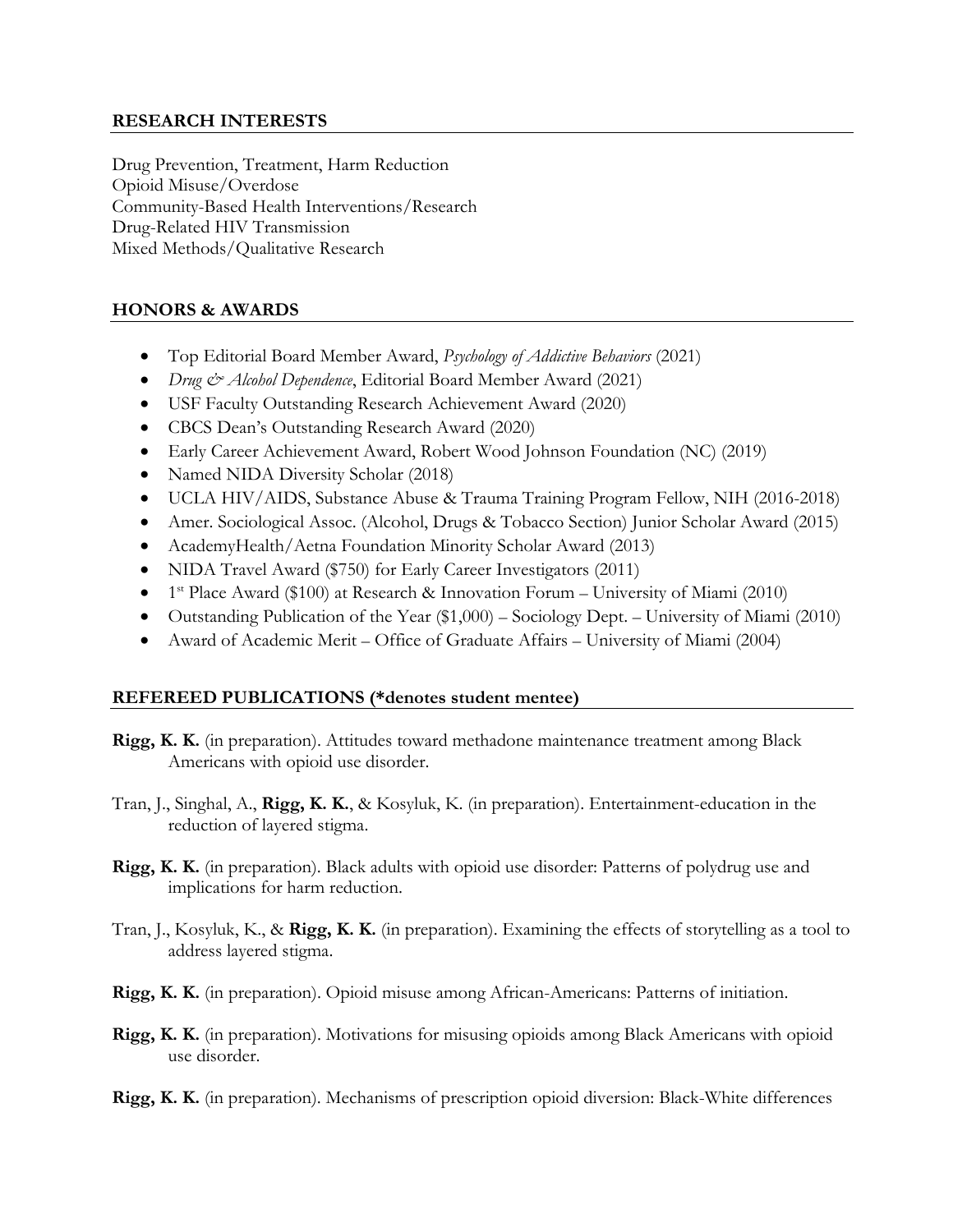## RESEARCH INTERESTS

Drug Prevention, Treatment, Harm Reduction
Opioid Misuse/Overdose
Community-Based Health Interventions/Research
Drug-Related HIV Transmission
Mixed Methods/Qualitative Research

## HONORS & AWARDS

- Top Editorial Board Member Award, *Psychology of Addictive Behaviors* (2021)
- *Drug & Alcohol Dependence*, Editorial Board Member Award (2021)
- USF Faculty Outstanding Research Achievement Award (2020)
- CBCS Dean's Outstanding Research Award (2020)
- Early Career Achievement Award, Robert Wood Johnson Foundation (NC) (2019)
- Named NIDA Diversity Scholar (2018)
- UCLA HIV/AIDS, Substance Abuse & Trauma Training Program Fellow, NIH (2016-2018)
- Amer. Sociological Assoc. (Alcohol, Drugs & Tobacco Section) Junior Scholar Award (2015)
- AcademyHealth/Aetna Foundation Minority Scholar Award (2013)
- NIDA Travel Award ($750) for Early Career Investigators (2011)
- 1st Place Award ($100) at Research & Innovation Forum – University of Miami (2010)
- Outstanding Publication of the Year ($1,000) – Sociology Dept. – University of Miami (2010)
- Award of Academic Merit – Office of Graduate Affairs – University of Miami (2004)

## REFEREED PUBLICATIONS (*denotes student mentee)

**Rigg, K. K.** (in preparation). Attitudes toward methadone maintenance treatment among Black Americans with opioid use disorder.

Tran, J., Singhal, A., **Rigg, K. K.**, & Kosyluk, K. (in preparation). Entertainment-education in the reduction of layered stigma.

**Rigg, K. K.** (in preparation). Black adults with opioid use disorder: Patterns of polydrug use and implications for harm reduction.

Tran, J., Kosyluk, K., & **Rigg, K. K.** (in preparation). Examining the effects of storytelling as a tool to address layered stigma.

**Rigg, K. K.** (in preparation). Opioid misuse among African-Americans: Patterns of initiation.

**Rigg, K. K.** (in preparation). Motivations for misusing opioids among Black Americans with opioid use disorder.

**Rigg, K. K.** (in preparation). Mechanisms of prescription opioid diversion: Black-White differences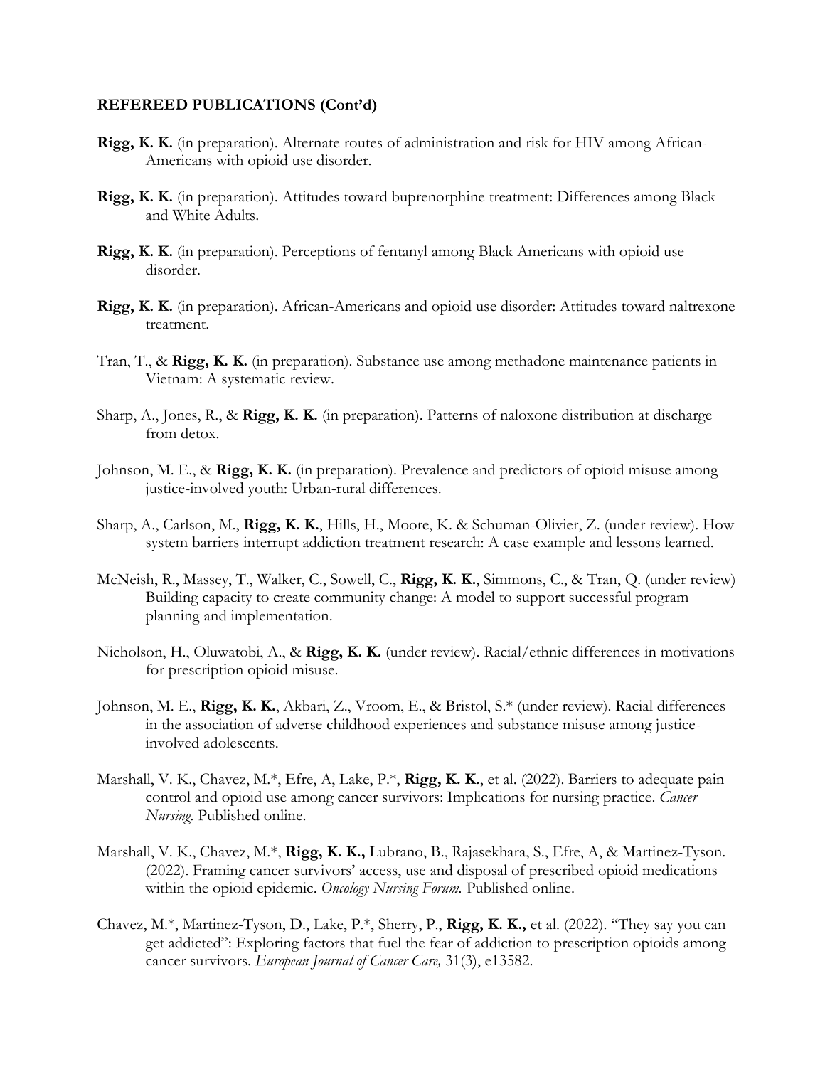**REFEREED PUBLICATIONS (Cont'd)**

**Rigg, K. K.** (in preparation). Alternate routes of administration and risk for HIV among African-Americans with opioid use disorder.

**Rigg, K. K.** (in preparation). Attitudes toward buprenorphine treatment: Differences among Black and White Adults.

**Rigg, K. K.** (in preparation). Perceptions of fentanyl among Black Americans with opioid use disorder.

**Rigg, K. K.** (in preparation). African-Americans and opioid use disorder: Attitudes toward naltrexone treatment.

Tran, T., & **Rigg, K. K.** (in preparation). Substance use among methadone maintenance patients in Vietnam: A systematic review.

Sharp, A., Jones, R., & **Rigg, K. K.** (in preparation). Patterns of naloxone distribution at discharge from detox.

Johnson, M. E., & **Rigg, K. K.** (in preparation). Prevalence and predictors of opioid misuse among justice-involved youth: Urban-rural differences.

Sharp, A., Carlson, M., **Rigg, K. K.**, Hills, H., Moore, K. & Schuman-Olivier, Z. (under review). How system barriers interrupt addiction treatment research: A case example and lessons learned.

McNeish, R., Massey, T., Walker, C., Sowell, C., **Rigg, K. K.**, Simmons, C., & Tran, Q. (under review) Building capacity to create community change: A model to support successful program planning and implementation.

Nicholson, H., Oluwatobi, A., & **Rigg, K. K.** (under review). Racial/ethnic differences in motivations for prescription opioid misuse.

Johnson, M. E., **Rigg, K. K.**, Akbari, Z., Vroom, E., & Bristol, S.* (under review). Racial differences in the association of adverse childhood experiences and substance misuse among justice-involved adolescents.

Marshall, V. K., Chavez, M.*, Efre, A, Lake, P.*, **Rigg, K. K.**, et al. (2022). Barriers to adequate pain control and opioid use among cancer survivors: Implications for nursing practice. *Cancer Nursing.* Published online.

Marshall, V. K., Chavez, M.*, **Rigg, K. K.,** Lubrano, B., Rajasekhara, S., Efre, A, & Martinez-Tyson. (2022). Framing cancer survivors' access, use and disposal of prescribed opioid medications within the opioid epidemic. *Oncology Nursing Forum.* Published online.

Chavez, M.*, Martinez-Tyson, D., Lake, P.*, Sherry, P., **Rigg, K. K.,** et al. (2022). "They say you can get addicted": Exploring factors that fuel the fear of addiction to prescription opioids among cancer survivors. *European Journal of Cancer Care,* 31(3), e13582.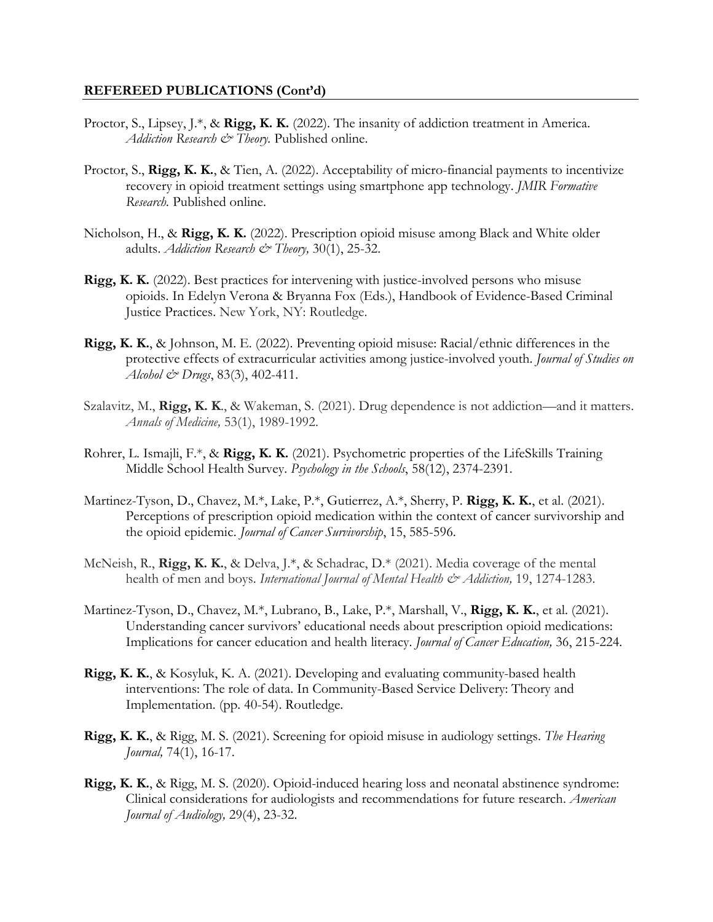**REFEREED PUBLICATIONS (Cont'd)**

Proctor, S., Lipsey, J.*, & **Rigg, K. K.** (2022). The insanity of addiction treatment in America. *Addiction Research & Theory.* Published online.

Proctor, S., **Rigg, K. K.**, & Tien, A. (2022). Acceptability of micro-financial payments to incentivize recovery in opioid treatment settings using smartphone app technology. *JMIR Formative Research.* Published online.

Nicholson, H., & **Rigg, K. K.** (2022). Prescription opioid misuse among Black and White older adults. *Addiction Research & Theory,* 30(1), 25-32.

**Rigg, K. K.** (2022). Best practices for intervening with justice-involved persons who misuse opioids. In Edelyn Verona & Bryanna Fox (Eds.), Handbook of Evidence-Based Criminal Justice Practices. New York, NY: Routledge.

**Rigg, K. K.**, & Johnson, M. E. (2022). Preventing opioid misuse: Racial/ethnic differences in the protective effects of extracurricular activities among justice-involved youth. *Journal of Studies on Alcohol & Drugs*, 83(3), 402-411.

Szalavitz, M., **Rigg, K. K**., & Wakeman, S. (2021). Drug dependence is not addiction—and it matters. *Annals of Medicine,* 53(1), 1989-1992.

Rohrer, L. Ismajli, F.*, & **Rigg, K. K.** (2021). Psychometric properties of the LifeSkills Training Middle School Health Survey. *Psychology in the Schools*, 58(12), 2374-2391.

Martinez-Tyson, D., Chavez, M.*, Lake, P.*, Gutierrez, A.*, Sherry, P. **Rigg, K. K.**, et al. (2021). Perceptions of prescription opioid medication within the context of cancer survivorship and the opioid epidemic. *Journal of Cancer Survivorship*, 15, 585-596.

McNeish, R., **Rigg, K. K.**, & Delva, J.*, & Schadrac, D.* (2021). Media coverage of the mental health of men and boys. *International Journal of Mental Health & Addiction,* 19, 1274-1283.

Martinez-Tyson, D., Chavez, M.*, Lubrano, B., Lake, P.*, Marshall, V., **Rigg, K. K.**, et al. (2021). Understanding cancer survivors' educational needs about prescription opioid medications: Implications for cancer education and health literacy. *Journal of Cancer Education,* 36, 215-224.

**Rigg, K. K.**, & Kosyluk, K. A. (2021). Developing and evaluating community-based health interventions: The role of data. In Community-Based Service Delivery: Theory and Implementation. (pp. 40-54). Routledge.

**Rigg, K. K.**, & Rigg, M. S. (2021). Screening for opioid misuse in audiology settings. *The Hearing Journal,* 74(1), 16-17.

**Rigg, K. K.**, & Rigg, M. S. (2020). Opioid-induced hearing loss and neonatal abstinence syndrome: Clinical considerations for audiologists and recommendations for future research. *American Journal of Audiology,* 29(4), 23-32.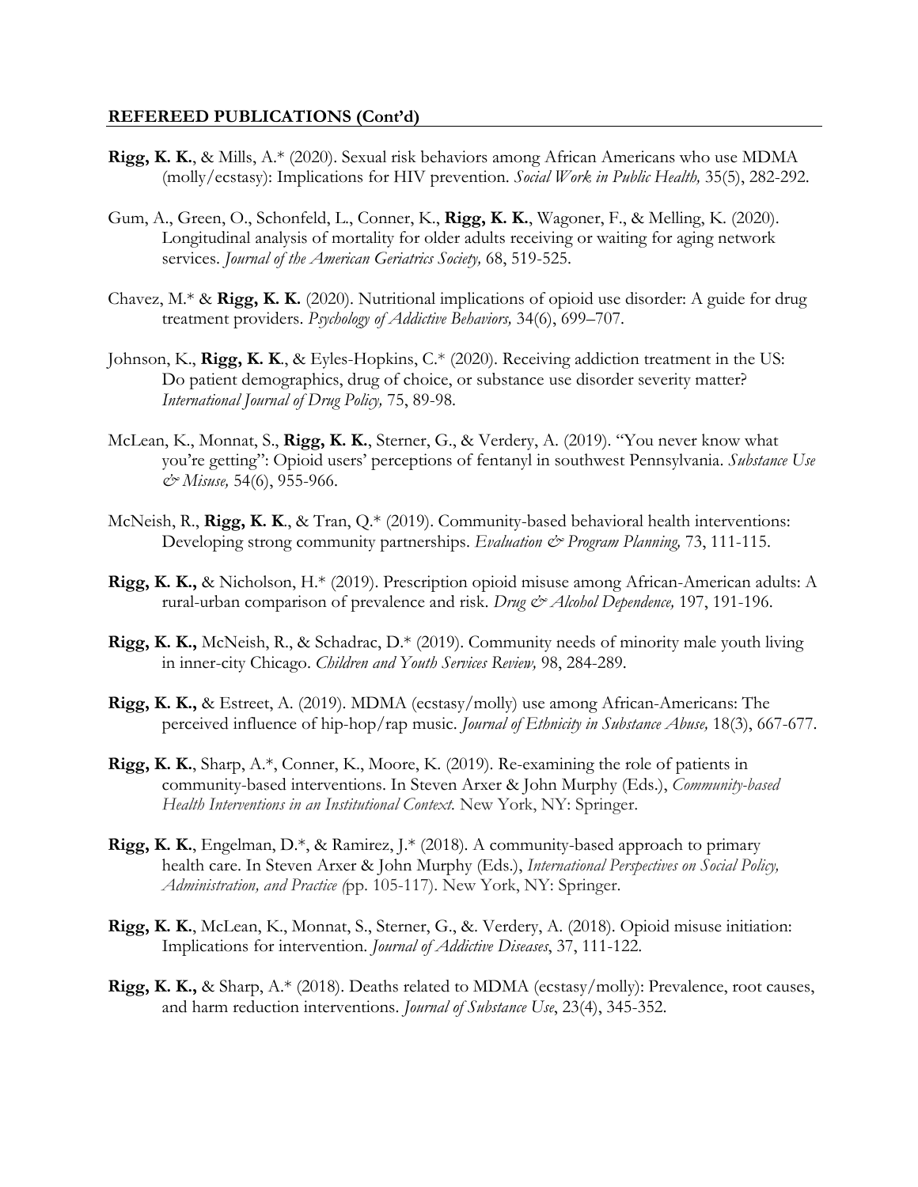## REFEREED PUBLICATIONS (Cont'd)

**Rigg, K. K.**, & Mills, A.* (2020). Sexual risk behaviors among African Americans who use MDMA (molly/ecstasy): Implications for HIV prevention. *Social Work in Public Health,* 35(5), 282-292.

Gum, A., Green, O., Schonfeld, L., Conner, K., **Rigg, K. K.**, Wagoner, F., & Melling, K. (2020). Longitudinal analysis of mortality for older adults receiving or waiting for aging network services. *Journal of the American Geriatrics Society,* 68, 519-525.

Chavez, M.* & **Rigg, K. K.** (2020). Nutritional implications of opioid use disorder: A guide for drug treatment providers. *Psychology of Addictive Behaviors,* 34(6), 699–707.

Johnson, K., **Rigg, K. K.**, & Eyles-Hopkins, C.* (2020). Receiving addiction treatment in the US: Do patient demographics, drug of choice, or substance use disorder severity matter? *International Journal of Drug Policy,* 75, 89-98.

McLean, K., Monnat, S., **Rigg, K. K.**, Sterner, G., & Verdery, A. (2019). "You never know what you're getting": Opioid users' perceptions of fentanyl in southwest Pennsylvania. *Substance Use & Misuse,* 54(6), 955-966.

McNeish, R., **Rigg, K. K.**, & Tran, Q.* (2019). Community-based behavioral health interventions: Developing strong community partnerships. *Evaluation & Program Planning,* 73, 111-115.

**Rigg, K. K.,** & Nicholson, H.* (2019). Prescription opioid misuse among African-American adults: A rural-urban comparison of prevalence and risk. *Drug & Alcohol Dependence,* 197, 191-196.

**Rigg, K. K.,** McNeish, R., & Schadrac, D.* (2019). Community needs of minority male youth living in inner-city Chicago. *Children and Youth Services Review,* 98, 284-289.

**Rigg, K. K.,** & Estreet, A. (2019). MDMA (ecstasy/molly) use among African-Americans: The perceived influence of hip-hop/rap music. *Journal of Ethnicity in Substance Abuse,* 18(3), 667-677.

**Rigg, K. K.**, Sharp, A.*, Conner, K., Moore, K. (2019). Re-examining the role of patients in community-based interventions. In Steven Arxer & John Murphy (Eds.), *Community-based Health Interventions in an Institutional Context.* New York, NY: Springer.

**Rigg, K. K.**, Engelman, D.*, & Ramirez, J.* (2018). A community-based approach to primary health care. In Steven Arxer & John Murphy (Eds.), *International Perspectives on Social Policy, Administration, and Practice (*pp. 105-117). New York, NY: Springer.

**Rigg, K. K.**, McLean, K., Monnat, S., Sterner, G., &. Verdery, A. (2018). Opioid misuse initiation: Implications for intervention. *Journal of Addictive Diseases*, 37, 111-122.

**Rigg, K. K.,** & Sharp, A.* (2018). Deaths related to MDMA (ecstasy/molly): Prevalence, root causes, and harm reduction interventions. *Journal of Substance Use*, 23(4), 345-352.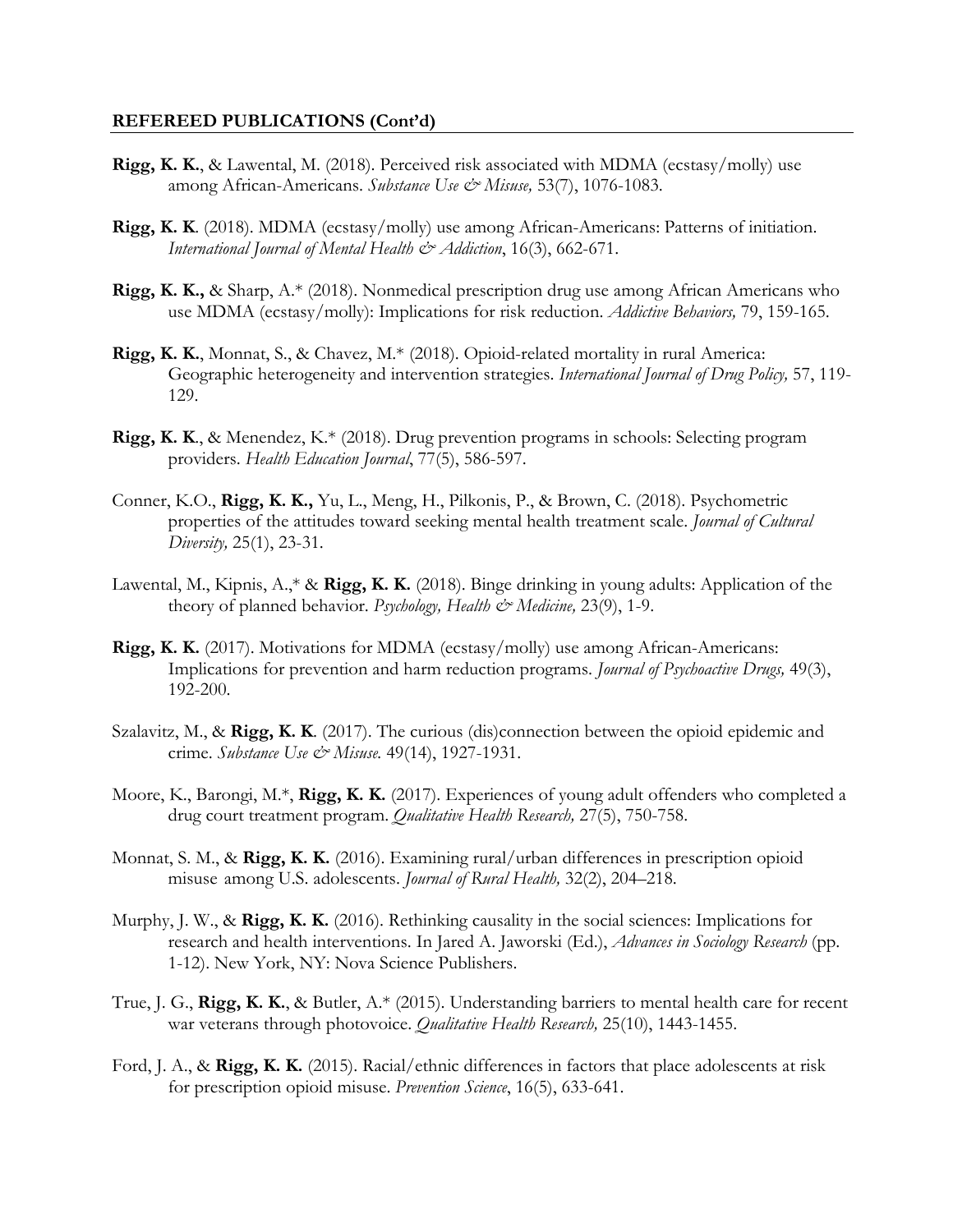## REFEREED PUBLICATIONS (Cont'd)

**Rigg, K. K.**, & Lawental, M. (2018). Perceived risk associated with MDMA (ecstasy/molly) use among African-Americans. *Substance Use & Misuse,* 53(7), 1076-1083.

**Rigg, K. K**. (2018). MDMA (ecstasy/molly) use among African-Americans: Patterns of initiation. *International Journal of Mental Health & Addiction*, 16(3), 662-671.

**Rigg, K. K.,** & Sharp, A.* (2018). Nonmedical prescription drug use among African Americans who use MDMA (ecstasy/molly): Implications for risk reduction. *Addictive Behaviors,* 79, 159-165.

**Rigg, K. K.**, Monnat, S., & Chavez, M.* (2018). Opioid-related mortality in rural America: Geographic heterogeneity and intervention strategies. *International Journal of Drug Policy,* 57, 119-129.

**Rigg, K. K**., & Menendez, K.* (2018). Drug prevention programs in schools: Selecting program providers. *Health Education Journal*, 77(5), 586-597.

Conner, K.O., **Rigg, K. K.,** Yu, L., Meng, H., Pilkonis, P., & Brown, C. (2018). Psychometric properties of the attitudes toward seeking mental health treatment scale. *Journal of Cultural Diversity,* 25(1), 23-31.

Lawental, M., Kipnis, A.,* & **Rigg, K. K.** (2018). Binge drinking in young adults: Application of the theory of planned behavior. *Psychology, Health & Medicine,* 23(9), 1-9.

**Rigg, K. K.** (2017). Motivations for MDMA (ecstasy/molly) use among African-Americans: Implications for prevention and harm reduction programs. *Journal of Psychoactive Drugs,* 49(3), 192-200.

Szalavitz, M., & **Rigg, K. K**. (2017). The curious (dis)connection between the opioid epidemic and crime. *Substance Use & Misuse.* 49(14), 1927-1931.

Moore, K., Barongi, M.*, **Rigg, K. K.** (2017). Experiences of young adult offenders who completed a drug court treatment program. *Qualitative Health Research,* 27(5), 750-758.

Monnat, S. M., & **Rigg, K. K.** (2016). Examining rural/urban differences in prescription opioid misuse among U.S. adolescents. *Journal of Rural Health,* 32(2), 204–218.

Murphy, J. W., & **Rigg, K. K.** (2016). Rethinking causality in the social sciences: Implications for research and health interventions. In Jared A. Jaworski (Ed.), *Advances in Sociology Research* (pp. 1-12). New York, NY: Nova Science Publishers.

True, J. G., **Rigg, K. K.**, & Butler, A.* (2015). Understanding barriers to mental health care for recent war veterans through photovoice. *Qualitative Health Research,* 25(10), 1443-1455.

Ford, J. A., & **Rigg, K. K.** (2015). Racial/ethnic differences in factors that place adolescents at risk for prescription opioid misuse. *Prevention Science*, 16(5), 633-641.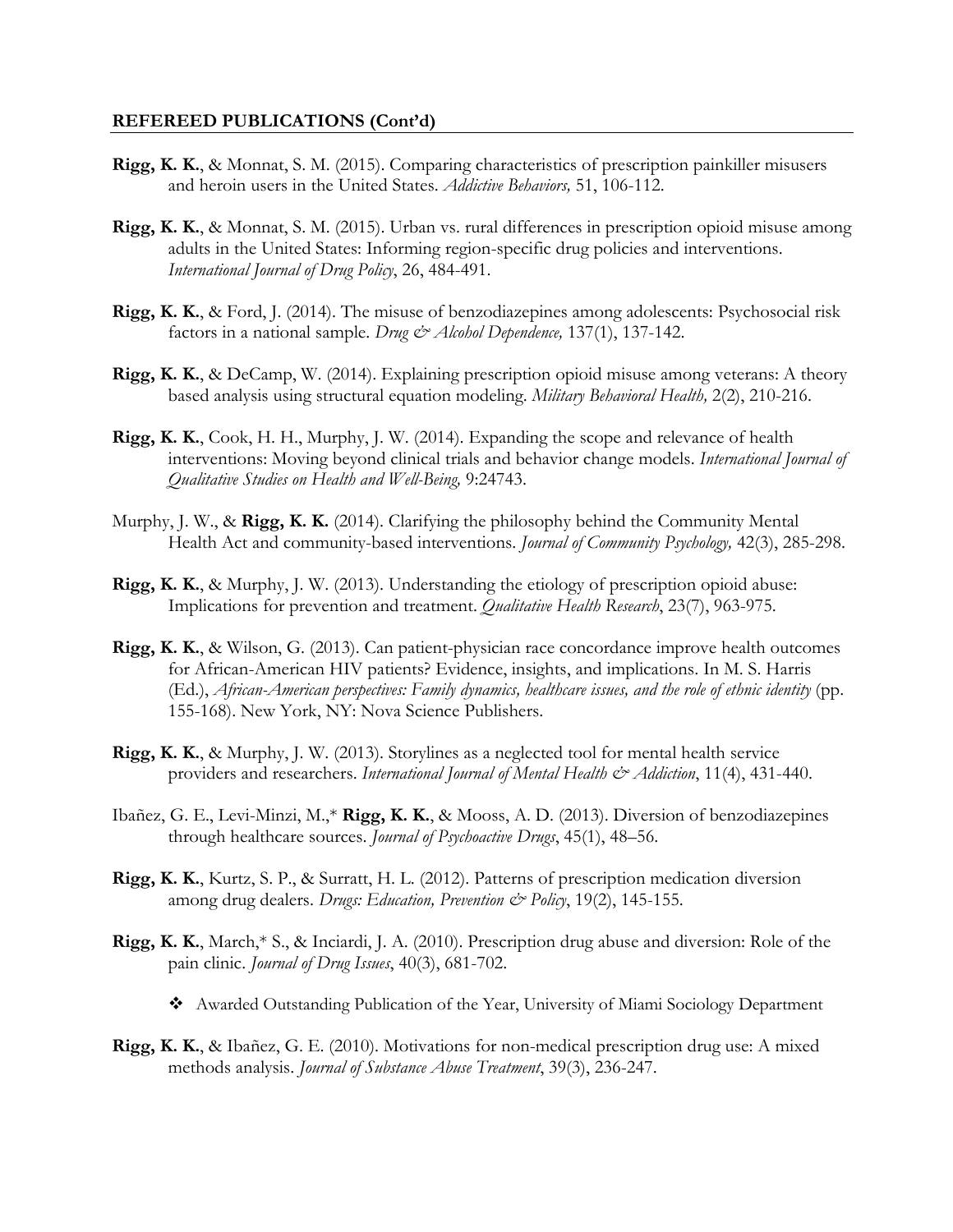**REFEREED PUBLICATIONS (Cont'd)**

**Rigg, K. K.**, & Monnat, S. M. (2015). Comparing characteristics of prescription painkiller misusers and heroin users in the United States. *Addictive Behaviors,* 51, 106-112.

**Rigg, K. K.**, & Monnat, S. M. (2015). Urban vs. rural differences in prescription opioid misuse among adults in the United States: Informing region-specific drug policies and interventions. *International Journal of Drug Policy*, 26, 484-491.

**Rigg, K. K.**, & Ford, J. (2014). The misuse of benzodiazepines among adolescents: Psychosocial risk factors in a national sample. *Drug & Alcohol Dependence,* 137(1), 137-142.

**Rigg, K. K.**, & DeCamp, W. (2014). Explaining prescription opioid misuse among veterans: A theory based analysis using structural equation modeling. *Military Behavioral Health,* 2(2), 210-216.

**Rigg, K. K.**, Cook, H. H., Murphy, J. W. (2014). Expanding the scope and relevance of health interventions: Moving beyond clinical trials and behavior change models. *International Journal of Qualitative Studies on Health and Well-Being,* 9:24743.

Murphy, J. W., & **Rigg, K. K.** (2014). Clarifying the philosophy behind the Community Mental Health Act and community-based interventions. *Journal of Community Psychology,* 42(3), 285-298.

**Rigg, K. K.**, & Murphy, J. W. (2013). Understanding the etiology of prescription opioid abuse: Implications for prevention and treatment. *Qualitative Health Research*, 23(7), 963-975.

**Rigg, K. K.**, & Wilson, G. (2013). Can patient-physician race concordance improve health outcomes for African-American HIV patients? Evidence, insights, and implications. In M. S. Harris (Ed.), *African-American perspectives: Family dynamics, healthcare issues, and the role of ethnic identity* (pp. 155-168). New York, NY: Nova Science Publishers.

**Rigg, K. K.**, & Murphy, J. W. (2013). Storylines as a neglected tool for mental health service providers and researchers. *International Journal of Mental Health & Addiction*, 11(4), 431-440.

Ibañez, G. E., Levi-Minzi, M.,* **Rigg, K. K.**, & Mooss, A. D. (2013). Diversion of benzodiazepines through healthcare sources. *Journal of Psychoactive Drugs*, 45(1), 48–56.

**Rigg, K. K.**, Kurtz, S. P., & Surratt, H. L. (2012). Patterns of prescription medication diversion among drug dealers. *Drugs: Education, Prevention & Policy*, 19(2), 145-155.

**Rigg, K. K.**, March,* S., & Inciardi, J. A. (2010). Prescription drug abuse and diversion: Role of the pain clinic. *Journal of Drug Issues*, 40(3), 681-702.

- Awarded Outstanding Publication of the Year, University of Miami Sociology Department

**Rigg, K. K.**, & Ibañez, G. E. (2010). Motivations for non-medical prescription drug use: A mixed methods analysis. *Journal of Substance Abuse Treatment*, 39(3), 236-247.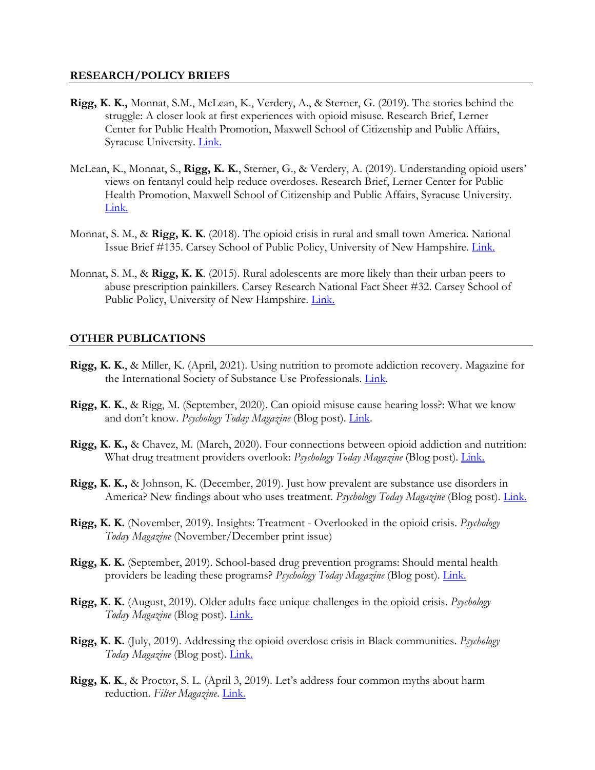## RESEARCH/POLICY BRIEFS

**Rigg, K. K.,** Monnat, S.M., McLean, K., Verdery, A., & Sterner, G. (2019). The stories behind the struggle: A closer look at first experiences with opioid misuse. Research Brief, Lerner Center for Public Health Promotion, Maxwell School of Citizenship and Public Affairs, Syracuse University. Link.

McLean, K., Monnat, S., **Rigg, K. K.**, Sterner, G., & Verdery, A. (2019). Understanding opioid users' views on fentanyl could help reduce overdoses. Research Brief, Lerner Center for Public Health Promotion, Maxwell School of Citizenship and Public Affairs, Syracuse University. Link.

Monnat, S. M., & **Rigg, K. K**. (2018). The opioid crisis in rural and small town America. National Issue Brief #135. Carsey School of Public Policy, University of New Hampshire. Link.

Monnat, S. M., & **Rigg, K. K**. (2015). Rural adolescents are more likely than their urban peers to abuse prescription painkillers. Carsey Research National Fact Sheet #32. Carsey School of Public Policy, University of New Hampshire. Link.

## OTHER PUBLICATIONS

**Rigg, K. K.**, & Miller, K. (April, 2021). Using nutrition to promote addiction recovery. Magazine for the International Society of Substance Use Professionals. Link.

**Rigg, K. K.**, & Rigg, M. (September, 2020). Can opioid misuse cause hearing loss?: What we know and don't know. *Psychology Today Magazine* (Blog post). Link.

**Rigg, K. K.,** & Chavez, M. (March, 2020). Four connections between opioid addiction and nutrition: What drug treatment providers overlook: *Psychology Today Magazine* (Blog post). Link.

**Rigg, K. K.,** & Johnson, K. (December, 2019). Just how prevalent are substance use disorders in America? New findings about who uses treatment. *Psychology Today Magazine* (Blog post). Link.

**Rigg, K. K.** (November, 2019). Insights: Treatment - Overlooked in the opioid crisis. *Psychology Today Magazine* (November/December print issue)

**Rigg, K. K.** (September, 2019). School-based drug prevention programs: Should mental health providers be leading these programs? *Psychology Today Magazine* (Blog post). Link.

**Rigg, K. K.** (August, 2019). Older adults face unique challenges in the opioid crisis. *Psychology Today Magazine* (Blog post). Link.

**Rigg, K. K.** (July, 2019). Addressing the opioid overdose crisis in Black communities. *Psychology Today Magazine* (Blog post). Link.

**Rigg, K. K**., & Proctor, S. L. (April 3, 2019). Let's address four common myths about harm reduction. *Filter Magazine*. Link.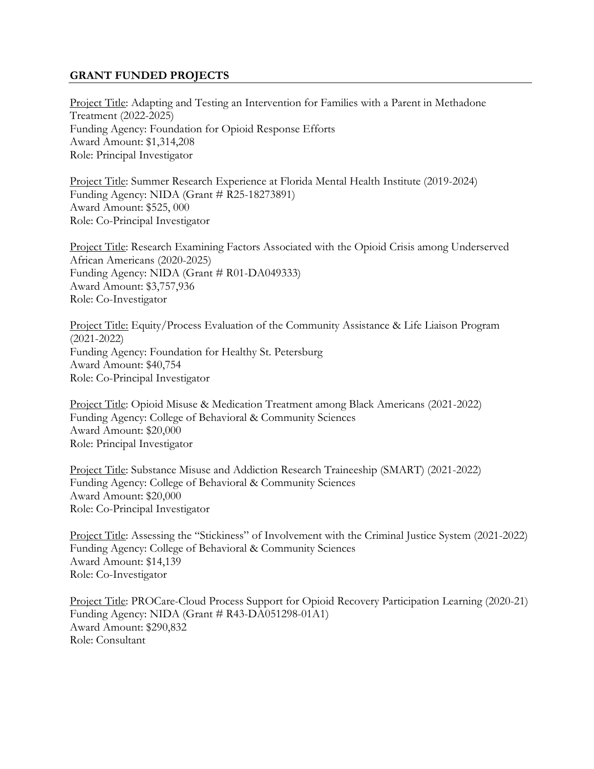## GRANT FUNDED PROJECTS

<u>Project Title</u>: Adapting and Testing an Intervention for Families with a Parent in Methadone Treatment (2022-2025)
Funding Agency: Foundation for Opioid Response Efforts
Award Amount: $1,314,208
Role: Principal Investigator

<u>Project Title</u>: Summer Research Experience at Florida Mental Health Institute (2019-2024)
Funding Agency: NIDA (Grant # R25-18273891)
Award Amount: $525, 000
Role: Co-Principal Investigator

<u>Project Title</u>: Research Examining Factors Associated with the Opioid Crisis among Underserved African Americans (2020-2025)
Funding Agency: NIDA (Grant # R01-DA049333)
Award Amount: $3,757,936
Role: Co-Investigator

<u>Project Title:</u> Equity/Process Evaluation of the Community Assistance & Life Liaison Program (2021-2022)
Funding Agency: Foundation for Healthy St. Petersburg
Award Amount: $40,754
Role: Co-Principal Investigator

<u>Project Title</u>: Opioid Misuse & Medication Treatment among Black Americans (2021-2022)
Funding Agency: College of Behavioral & Community Sciences
Award Amount: $20,000
Role: Principal Investigator

<u>Project Title</u>: Substance Misuse and Addiction Research Traineeship (SMART) (2021-2022)
Funding Agency: College of Behavioral & Community Sciences
Award Amount: $20,000
Role: Co-Principal Investigator

<u>Project Title</u>: Assessing the "Stickiness" of Involvement with the Criminal Justice System (2021-2022)
Funding Agency: College of Behavioral & Community Sciences
Award Amount: $14,139
Role: Co-Investigator

<u>Project Title</u>: PROCare-Cloud Process Support for Opioid Recovery Participation Learning (2020-21)
Funding Agency: NIDA (Grant # R43-DA051298-01A1)
Award Amount: $290,832
Role: Consultant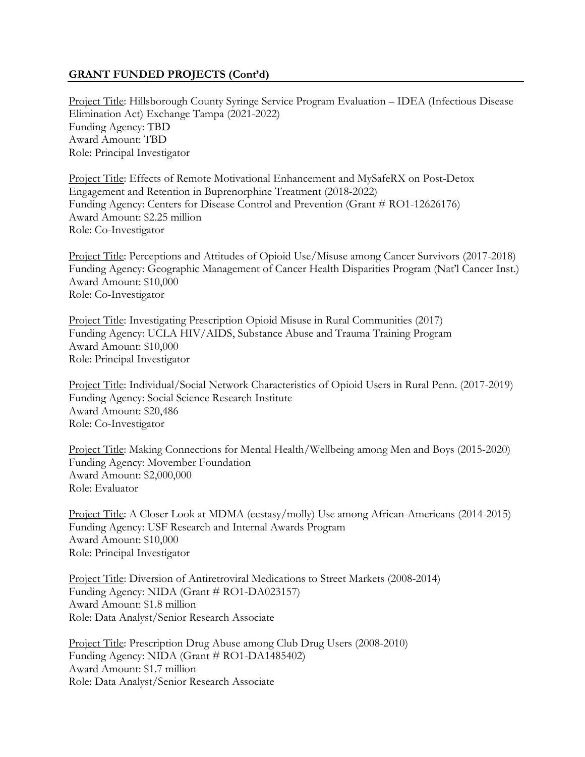## GRANT FUNDED PROJECTS (Cont'd)

Project Title: Hillsborough County Syringe Service Program Evaluation – IDEA (Infectious Disease Elimination Act) Exchange Tampa (2021-2022)
Funding Agency: TBD
Award Amount: TBD
Role: Principal Investigator

Project Title: Effects of Remote Motivational Enhancement and MySafeRX on Post-Detox Engagement and Retention in Buprenorphine Treatment (2018-2022)
Funding Agency: Centers for Disease Control and Prevention (Grant # RO1-12626176)
Award Amount: $2.25 million
Role: Co-Investigator

Project Title: Perceptions and Attitudes of Opioid Use/Misuse among Cancer Survivors (2017-2018)
Funding Agency: Geographic Management of Cancer Health Disparities Program (Nat'l Cancer Inst.)
Award Amount: $10,000
Role: Co-Investigator

Project Title: Investigating Prescription Opioid Misuse in Rural Communities (2017)
Funding Agency: UCLA HIV/AIDS, Substance Abuse and Trauma Training Program
Award Amount: $10,000
Role: Principal Investigator

Project Title: Individual/Social Network Characteristics of Opioid Users in Rural Penn. (2017-2019)
Funding Agency: Social Science Research Institute
Award Amount: $20,486
Role: Co-Investigator

Project Title: Making Connections for Mental Health/Wellbeing among Men and Boys (2015-2020)
Funding Agency: Movember Foundation
Award Amount: $2,000,000
Role: Evaluator

Project Title: A Closer Look at MDMA (ecstasy/molly) Use among African-Americans (2014-2015)
Funding Agency: USF Research and Internal Awards Program
Award Amount: $10,000
Role: Principal Investigator

Project Title: Diversion of Antiretroviral Medications to Street Markets (2008-2014)
Funding Agency: NIDA (Grant # RO1-DA023157)
Award Amount: $1.8 million
Role: Data Analyst/Senior Research Associate

Project Title: Prescription Drug Abuse among Club Drug Users (2008-2010)
Funding Agency: NIDA (Grant # RO1-DA1485402)
Award Amount: $1.7 million
Role: Data Analyst/Senior Research Associate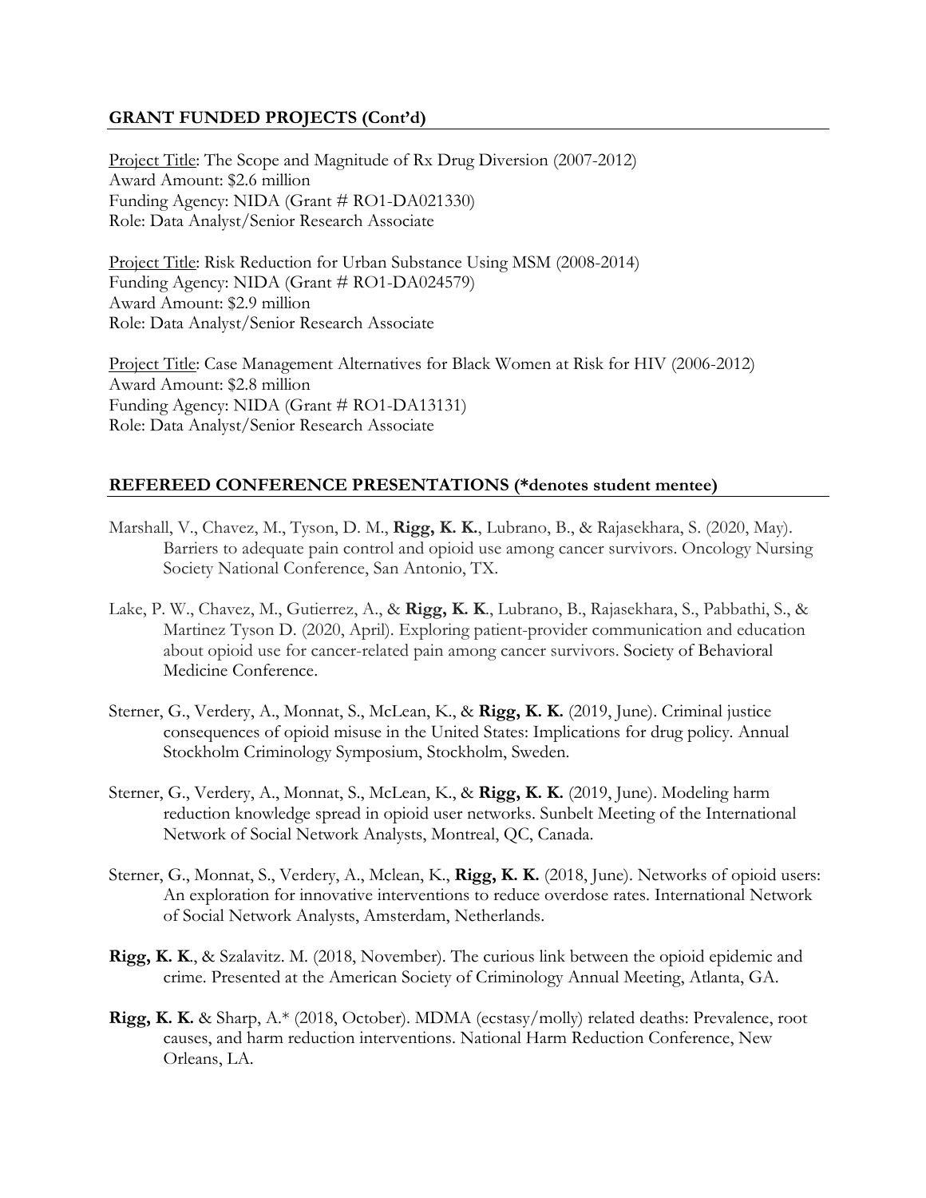## GRANT FUNDED PROJECTS (Cont'd)

Project Title: The Scope and Magnitude of Rx Drug Diversion (2007-2012)
Award Amount: $2.6 million
Funding Agency: NIDA (Grant # RO1-DA021330)
Role: Data Analyst/Senior Research Associate

Project Title: Risk Reduction for Urban Substance Using MSM (2008-2014)
Funding Agency: NIDA (Grant # RO1-DA024579)
Award Amount: $2.9 million
Role: Data Analyst/Senior Research Associate

Project Title: Case Management Alternatives for Black Women at Risk for HIV (2006-2012)
Award Amount: $2.8 million
Funding Agency: NIDA (Grant # RO1-DA13131)
Role: Data Analyst/Senior Research Associate

## REFEREED CONFERENCE PRESENTATIONS (*denotes student mentee)

Marshall, V., Chavez, M., Tyson, D. M., **Rigg, K. K.**, Lubrano, B., & Rajasekhara, S. (2020, May). Barriers to adequate pain control and opioid use among cancer survivors. Oncology Nursing Society National Conference, San Antonio, TX.

Lake, P. W., Chavez, M., Gutierrez, A., & **Rigg, K. K**., Lubrano, B., Rajasekhara, S., Pabbathi, S., & Martinez Tyson D. (2020, April). Exploring patient-provider communication and education about opioid use for cancer-related pain among cancer survivors. Society of Behavioral Medicine Conference.

Sterner, G., Verdery, A., Monnat, S., McLean, K., & **Rigg, K. K.** (2019, June). Criminal justice consequences of opioid misuse in the United States: Implications for drug policy. Annual Stockholm Criminology Symposium, Stockholm, Sweden.

Sterner, G., Verdery, A., Monnat, S., McLean, K., & **Rigg, K. K.** (2019, June). Modeling harm reduction knowledge spread in opioid user networks. Sunbelt Meeting of the International Network of Social Network Analysts, Montreal, QC, Canada.

Sterner, G., Monnat, S., Verdery, A., Mclean, K., **Rigg, K. K.** (2018, June). Networks of opioid users: An exploration for innovative interventions to reduce overdose rates. International Network of Social Network Analysts, Amsterdam, Netherlands.

**Rigg, K. K**., & Szalavitz. M. (2018, November). The curious link between the opioid epidemic and crime. Presented at the American Society of Criminology Annual Meeting, Atlanta, GA.

**Rigg, K. K.** & Sharp, A.* (2018, October). MDMA (ecstasy/molly) related deaths: Prevalence, root causes, and harm reduction interventions. National Harm Reduction Conference, New Orleans, LA.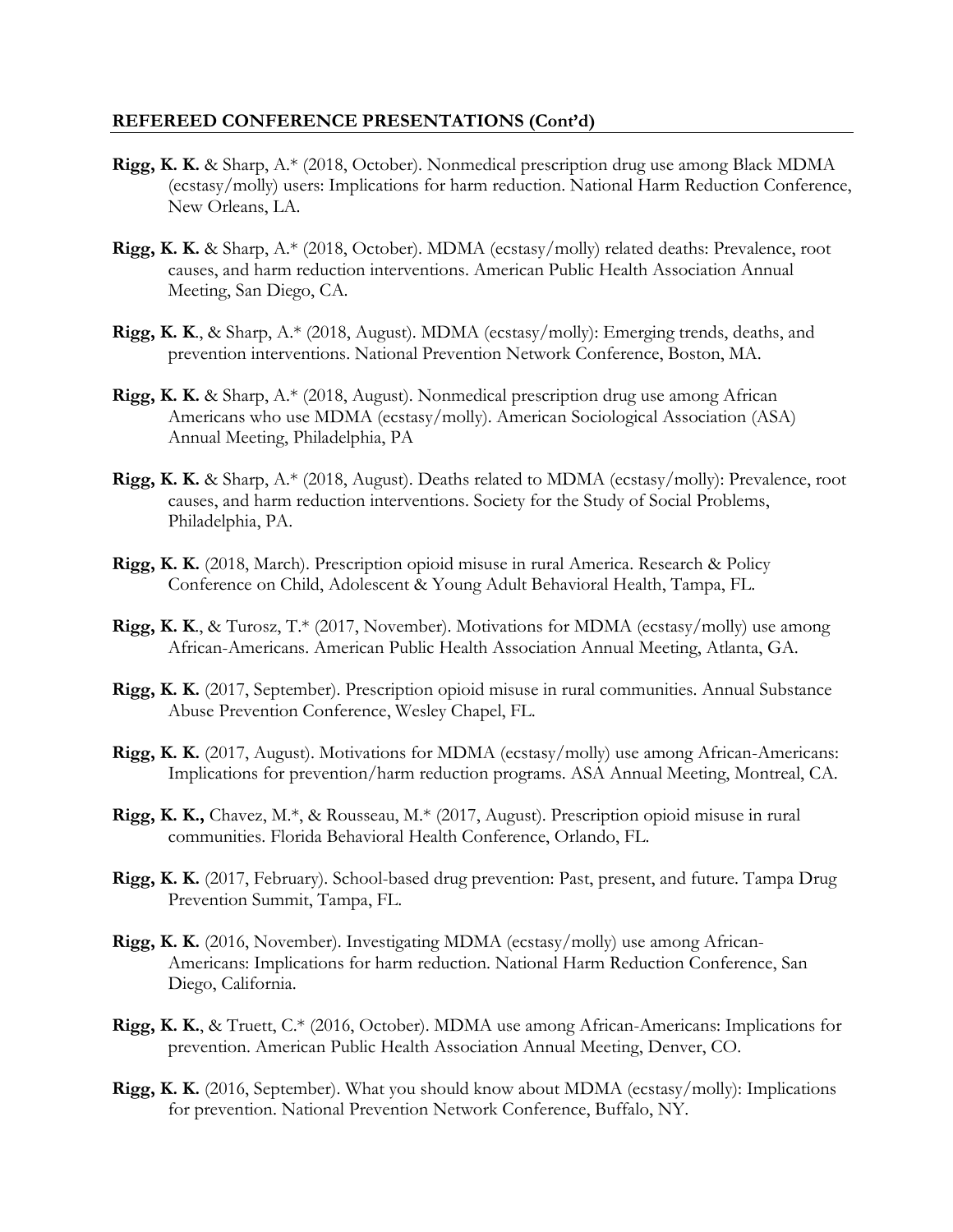**REFEREED CONFERENCE PRESENTATIONS (Cont'd)**

**Rigg, K. K.** & Sharp, A.* (2018, October). Nonmedical prescription drug use among Black MDMA (ecstasy/molly) users: Implications for harm reduction. National Harm Reduction Conference, New Orleans, LA.

**Rigg, K. K.** & Sharp, A.* (2018, October). MDMA (ecstasy/molly) related deaths: Prevalence, root causes, and harm reduction interventions. American Public Health Association Annual Meeting, San Diego, CA.

**Rigg, K. K**., & Sharp, A.* (2018, August). MDMA (ecstasy/molly): Emerging trends, deaths, and prevention interventions. National Prevention Network Conference, Boston, MA.

**Rigg, K. K.** & Sharp, A.* (2018, August). Nonmedical prescription drug use among African Americans who use MDMA (ecstasy/molly). American Sociological Association (ASA) Annual Meeting, Philadelphia, PA

**Rigg, K. K.** & Sharp, A.* (2018, August). Deaths related to MDMA (ecstasy/molly): Prevalence, root causes, and harm reduction interventions. Society for the Study of Social Problems, Philadelphia, PA.

**Rigg, K. K.** (2018, March). Prescription opioid misuse in rural America. Research & Policy Conference on Child, Adolescent & Young Adult Behavioral Health, Tampa, FL.

**Rigg, K. K**., & Turosz, T.* (2017, November). Motivations for MDMA (ecstasy/molly) use among African-Americans. American Public Health Association Annual Meeting, Atlanta, GA.

**Rigg, K. K.** (2017, September). Prescription opioid misuse in rural communities. Annual Substance Abuse Prevention Conference, Wesley Chapel, FL.

**Rigg, K. K.** (2017, August). Motivations for MDMA (ecstasy/molly) use among African-Americans: Implications for prevention/harm reduction programs. ASA Annual Meeting, Montreal, CA.

**Rigg, K. K.,** Chavez, M.*, & Rousseau, M.* (2017, August). Prescription opioid misuse in rural communities. Florida Behavioral Health Conference, Orlando, FL.

**Rigg, K. K.** (2017, February). School-based drug prevention: Past, present, and future. Tampa Drug Prevention Summit, Tampa, FL.

**Rigg, K. K.** (2016, November). Investigating MDMA (ecstasy/molly) use among African-Americans: Implications for harm reduction. National Harm Reduction Conference, San Diego, California.

**Rigg, K. K.**, & Truett, C.* (2016, October). MDMA use among African-Americans: Implications for prevention. American Public Health Association Annual Meeting, Denver, CO.

**Rigg, K. K.** (2016, September). What you should know about MDMA (ecstasy/molly): Implications for prevention. National Prevention Network Conference, Buffalo, NY.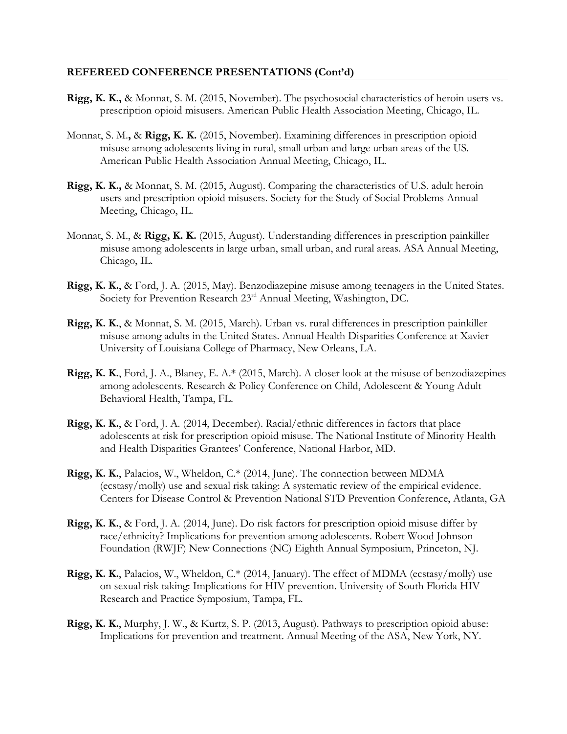## REFEREED CONFERENCE PRESENTATIONS (Cont'd)

**Rigg, K. K.,** & Monnat, S. M. (2015, November). The psychosocial characteristics of heroin users vs. prescription opioid misusers. American Public Health Association Meeting, Chicago, IL.

Monnat, S. M**.,** & **Rigg, K. K.** (2015, November). Examining differences in prescription opioid misuse among adolescents living in rural, small urban and large urban areas of the US. American Public Health Association Annual Meeting, Chicago, IL.

**Rigg, K. K.,** & Monnat, S. M. (2015, August). Comparing the characteristics of U.S. adult heroin users and prescription opioid misusers. Society for the Study of Social Problems Annual Meeting, Chicago, IL.

Monnat, S. M., & **Rigg, K. K.** (2015, August). Understanding differences in prescription painkiller misuse among adolescents in large urban, small urban, and rural areas. ASA Annual Meeting, Chicago, IL.

**Rigg, K. K.**, & Ford, J. A. (2015, May). Benzodiazepine misuse among teenagers in the United States. Society for Prevention Research 23rd Annual Meeting, Washington, DC.

**Rigg, K. K.**, & Monnat, S. M. (2015, March). Urban vs. rural differences in prescription painkiller misuse among adults in the United States. Annual Health Disparities Conference at Xavier University of Louisiana College of Pharmacy, New Orleans, LA.

**Rigg, K. K.**, Ford, J. A., Blaney, E. A.* (2015, March). A closer look at the misuse of benzodiazepines among adolescents. Research & Policy Conference on Child, Adolescent & Young Adult Behavioral Health, Tampa, FL.

**Rigg, K. K.**, & Ford, J. A. (2014, December). Racial/ethnic differences in factors that place adolescents at risk for prescription opioid misuse. The National Institute of Minority Health and Health Disparities Grantees' Conference, National Harbor, MD.

**Rigg, K. K.**, Palacios, W., Wheldon, C.* (2014, June). The connection between MDMA (ecstasy/molly) use and sexual risk taking: A systematic review of the empirical evidence. Centers for Disease Control & Prevention National STD Prevention Conference, Atlanta, GA

**Rigg, K. K.**, & Ford, J. A. (2014, June). Do risk factors for prescription opioid misuse differ by race/ethnicity? Implications for prevention among adolescents. Robert Wood Johnson Foundation (RWJF) New Connections (NC) Eighth Annual Symposium, Princeton, NJ.

**Rigg, K. K.**, Palacios, W., Wheldon, C.* (2014, January). The effect of MDMA (ecstasy/molly) use on sexual risk taking: Implications for HIV prevention. University of South Florida HIV Research and Practice Symposium, Tampa, FL.

**Rigg, K. K.**, Murphy, J. W., & Kurtz, S. P. (2013, August). Pathways to prescription opioid abuse: Implications for prevention and treatment. Annual Meeting of the ASA, New York, NY.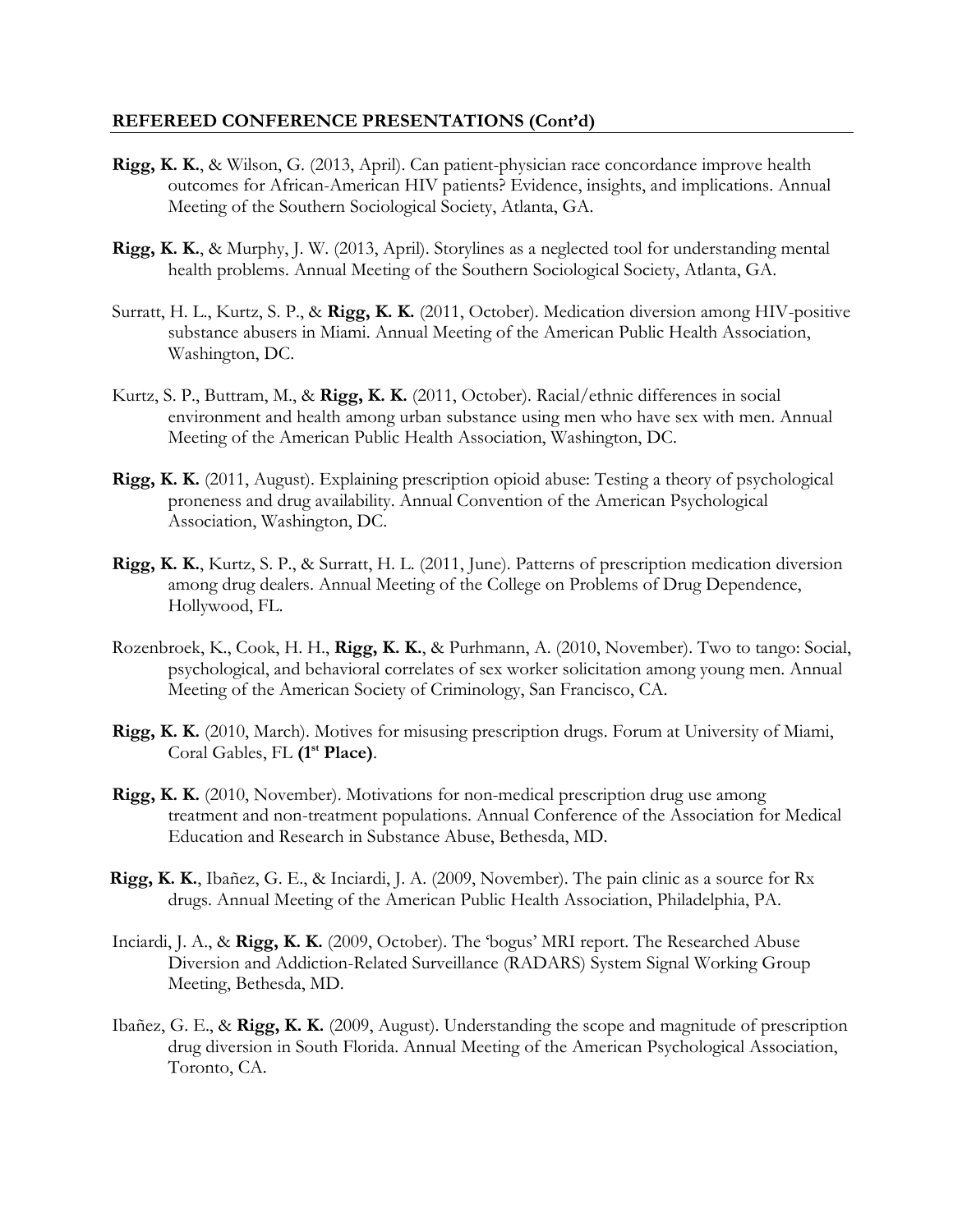**REFEREED CONFERENCE PRESENTATIONS (Cont'd)**

**Rigg, K. K.**, & Wilson, G. (2013, April). Can patient-physician race concordance improve health outcomes for African-American HIV patients? Evidence, insights, and implications. Annual Meeting of the Southern Sociological Society, Atlanta, GA.

**Rigg, K. K.**, & Murphy, J. W. (2013, April). Storylines as a neglected tool for understanding mental health problems. Annual Meeting of the Southern Sociological Society, Atlanta, GA.

Surratt, H. L., Kurtz, S. P., & **Rigg, K. K.** (2011, October). Medication diversion among HIV-positive substance abusers in Miami. Annual Meeting of the American Public Health Association, Washington, DC.

Kurtz, S. P., Buttram, M., & **Rigg, K. K.** (2011, October). Racial/ethnic differences in social environment and health among urban substance using men who have sex with men. Annual Meeting of the American Public Health Association, Washington, DC.

**Rigg, K. K.** (2011, August). Explaining prescription opioid abuse: Testing a theory of psychological proneness and drug availability. Annual Convention of the American Psychological Association, Washington, DC.

**Rigg, K. K.**, Kurtz, S. P., & Surratt, H. L. (2011, June). Patterns of prescription medication diversion among drug dealers. Annual Meeting of the College on Problems of Drug Dependence, Hollywood, FL.

Rozenbroek, K., Cook, H. H., **Rigg, K. K.**, & Purhmann, A. (2010, November). Two to tango: Social, psychological, and behavioral correlates of sex worker solicitation among young men. Annual Meeting of the American Society of Criminology, San Francisco, CA.

**Rigg, K. K.** (2010, March). Motives for misusing prescription drugs. Forum at University of Miami, Coral Gables, FL **(1st Place)**.

**Rigg, K. K.** (2010, November). Motivations for non-medical prescription drug use among treatment and non-treatment populations. Annual Conference of the Association for Medical Education and Research in Substance Abuse, Bethesda, MD.

**Rigg, K. K.**, Ibañez, G. E., & Inciardi, J. A. (2009, November). The pain clinic as a source for Rx drugs. Annual Meeting of the American Public Health Association, Philadelphia, PA.

Inciardi, J. A., & **Rigg, K. K.** (2009, October). The 'bogus' MRI report. The Researched Abuse Diversion and Addiction-Related Surveillance (RADARS) System Signal Working Group Meeting, Bethesda, MD.

Ibañez, G. E., & **Rigg, K. K.** (2009, August). Understanding the scope and magnitude of prescription drug diversion in South Florida. Annual Meeting of the American Psychological Association, Toronto, CA.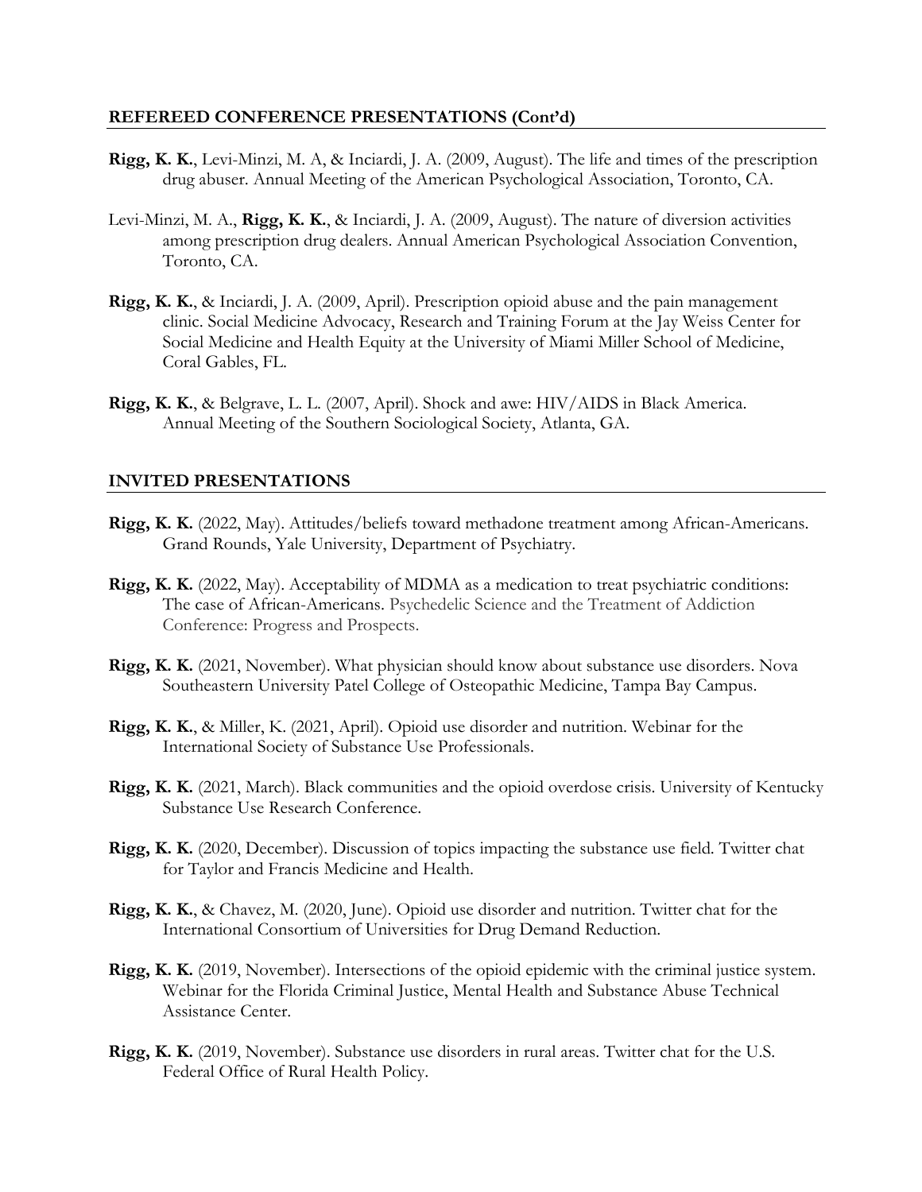## REFEREED CONFERENCE PRESENTATIONS (Cont'd)

**Rigg, K. K.**, Levi-Minzi, M. A, & Inciardi, J. A. (2009, August). The life and times of the prescription drug abuser. Annual Meeting of the American Psychological Association, Toronto, CA.

Levi-Minzi, M. A., **Rigg, K. K.**, & Inciardi, J. A. (2009, August). The nature of diversion activities among prescription drug dealers. Annual American Psychological Association Convention, Toronto, CA.

**Rigg, K. K.**, & Inciardi, J. A. (2009, April). Prescription opioid abuse and the pain management clinic. Social Medicine Advocacy, Research and Training Forum at the Jay Weiss Center for Social Medicine and Health Equity at the University of Miami Miller School of Medicine, Coral Gables, FL.

**Rigg, K. K.**, & Belgrave, L. L. (2007, April). Shock and awe: HIV/AIDS in Black America. Annual Meeting of the Southern Sociological Society, Atlanta, GA.

## INVITED PRESENTATIONS

**Rigg, K. K.** (2022, May). Attitudes/beliefs toward methadone treatment among African-Americans. Grand Rounds, Yale University, Department of Psychiatry.

**Rigg, K. K.** (2022, May). Acceptability of MDMA as a medication to treat psychiatric conditions: The case of African-Americans. Psychedelic Science and the Treatment of Addiction Conference: Progress and Prospects.

**Rigg, K. K.** (2021, November). What physician should know about substance use disorders. Nova Southeastern University Patel College of Osteopathic Medicine, Tampa Bay Campus.

**Rigg, K. K.**, & Miller, K. (2021, April). Opioid use disorder and nutrition. Webinar for the International Society of Substance Use Professionals.

**Rigg, K. K.** (2021, March). Black communities and the opioid overdose crisis. University of Kentucky Substance Use Research Conference.

**Rigg, K. K.** (2020, December). Discussion of topics impacting the substance use field. Twitter chat for Taylor and Francis Medicine and Health.

**Rigg, K. K.**, & Chavez, M. (2020, June). Opioid use disorder and nutrition. Twitter chat for the International Consortium of Universities for Drug Demand Reduction.

**Rigg, K. K.** (2019, November). Intersections of the opioid epidemic with the criminal justice system. Webinar for the Florida Criminal Justice, Mental Health and Substance Abuse Technical Assistance Center.

**Rigg, K. K.** (2019, November). Substance use disorders in rural areas. Twitter chat for the U.S. Federal Office of Rural Health Policy.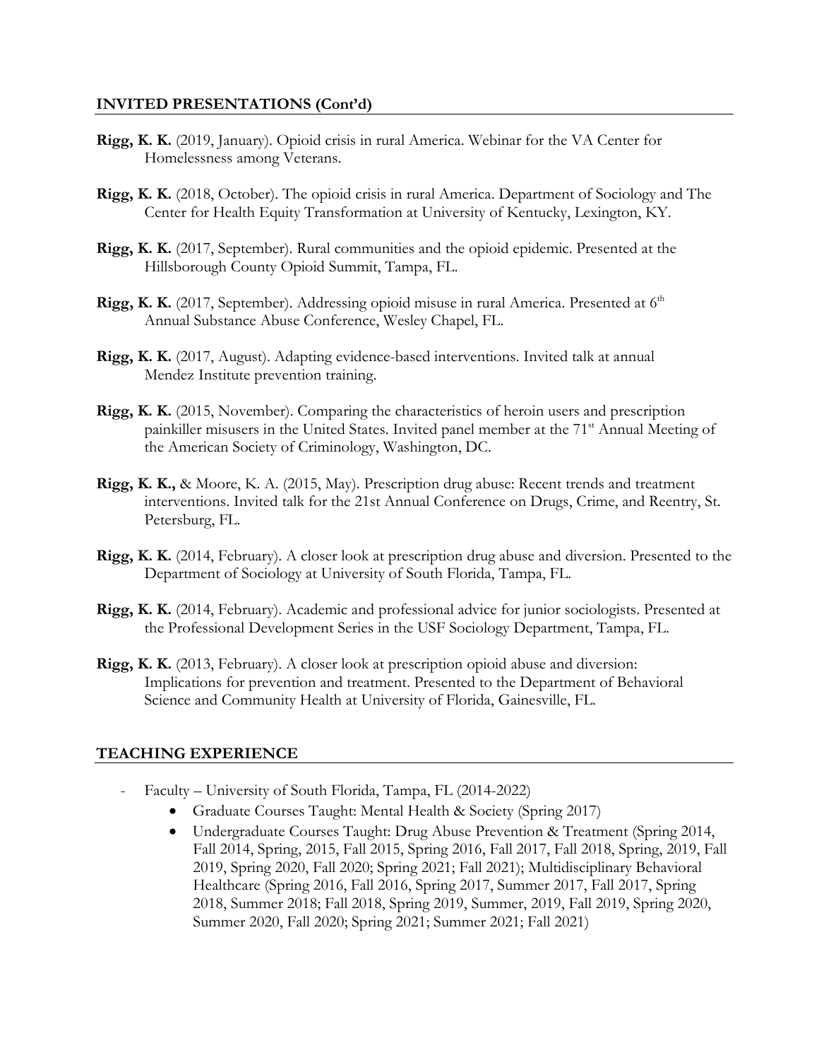## INVITED PRESENTATIONS (Cont'd)

**Rigg, K. K.** (2019, January). Opioid crisis in rural America. Webinar for the VA Center for Homelessness among Veterans.

**Rigg, K. K.** (2018, October). The opioid crisis in rural America. Department of Sociology and The Center for Health Equity Transformation at University of Kentucky, Lexington, KY.

**Rigg, K. K.** (2017, September). Rural communities and the opioid epidemic. Presented at the Hillsborough County Opioid Summit, Tampa, FL.

**Rigg, K. K.** (2017, September). Addressing opioid misuse in rural America. Presented at 6th Annual Substance Abuse Conference, Wesley Chapel, FL.

**Rigg, K. K.** (2017, August). Adapting evidence-based interventions. Invited talk at annual Mendez Institute prevention training.

**Rigg, K. K.** (2015, November). Comparing the characteristics of heroin users and prescription painkiller misusers in the United States. Invited panel member at the 71st Annual Meeting of the American Society of Criminology, Washington, DC.

**Rigg, K. K.,** & Moore, K. A. (2015, May). Prescription drug abuse: Recent trends and treatment interventions. Invited talk for the 21st Annual Conference on Drugs, Crime, and Reentry, St. Petersburg, FL.

**Rigg, K. K.** (2014, February). A closer look at prescription drug abuse and diversion. Presented to the Department of Sociology at University of South Florida, Tampa, FL.

**Rigg, K. K.** (2014, February). Academic and professional advice for junior sociologists. Presented at the Professional Development Series in the USF Sociology Department, Tampa, FL.

**Rigg, K. K.** (2013, February). A closer look at prescription opioid abuse and diversion: Implications for prevention and treatment. Presented to the Department of Behavioral Science and Community Health at University of Florida, Gainesville, FL.

## TEACHING EXPERIENCE

- Faculty – University of South Florida, Tampa, FL (2014-2022)
  - Graduate Courses Taught: Mental Health & Society (Spring 2017)
  - Undergraduate Courses Taught: Drug Abuse Prevention & Treatment (Spring 2014, Fall 2014, Spring, 2015, Fall 2015, Spring 2016, Fall 2017, Fall 2018, Spring, 2019, Fall 2019, Spring 2020, Fall 2020; Spring 2021; Fall 2021); Multidisciplinary Behavioral Healthcare (Spring 2016, Fall 2016, Spring 2017, Summer 2017, Fall 2017, Spring 2018, Summer 2018; Fall 2018, Spring 2019, Summer, 2019, Fall 2019, Spring 2020, Summer 2020, Fall 2020; Spring 2021; Summer 2021; Fall 2021)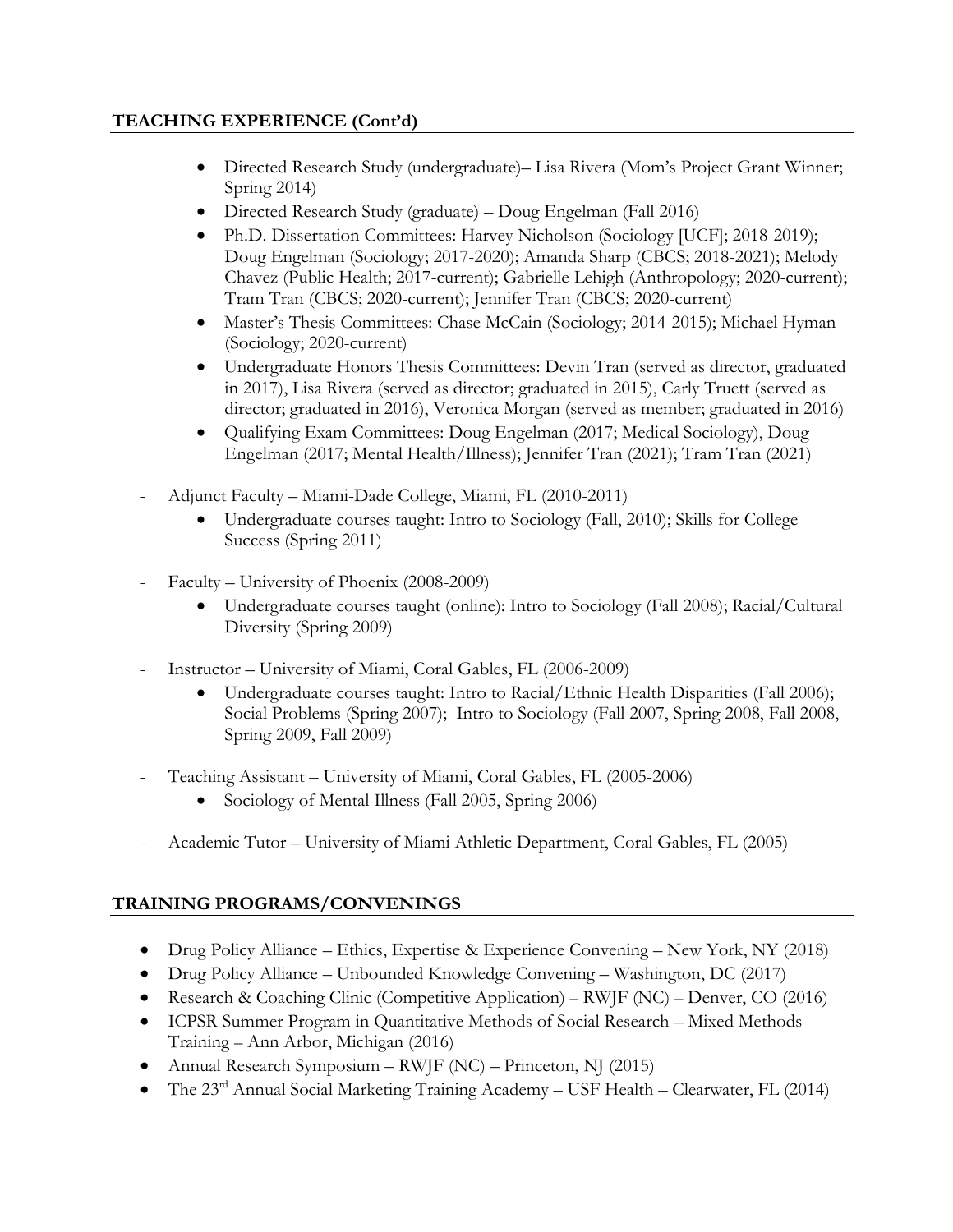## TEACHING EXPERIENCE (Cont'd)

  - Directed Research Study (undergraduate)– Lisa Rivera (Mom's Project Grant Winner; Spring 2014)
  - Directed Research Study (graduate) – Doug Engelman (Fall 2016)
  - Ph.D. Dissertation Committees: Harvey Nicholson (Sociology [UCF]; 2018-2019); Doug Engelman (Sociology; 2017-2020); Amanda Sharp (CBCS; 2018-2021); Melody Chavez (Public Health; 2017-current); Gabrielle Lehigh (Anthropology; 2020-current); Tram Tran (CBCS; 2020-current); Jennifer Tran (CBCS; 2020-current)
  - Master's Thesis Committees: Chase McCain (Sociology; 2014-2015); Michael Hyman (Sociology; 2020-current)
  - Undergraduate Honors Thesis Committees: Devin Tran (served as director, graduated in 2017), Lisa Rivera (served as director; graduated in 2015), Carly Truett (served as director; graduated in 2016), Veronica Morgan (served as member; graduated in 2016)
  - Qualifying Exam Committees: Doug Engelman (2017; Medical Sociology), Doug Engelman (2017; Mental Health/Illness); Jennifer Tran (2021); Tram Tran (2021)

- Adjunct Faculty – Miami-Dade College, Miami, FL (2010-2011)
  - Undergraduate courses taught: Intro to Sociology (Fall, 2010); Skills for College Success (Spring 2011)

- Faculty – University of Phoenix (2008-2009)
  - Undergraduate courses taught (online): Intro to Sociology (Fall 2008); Racial/Cultural Diversity (Spring 2009)

- Instructor – University of Miami, Coral Gables, FL (2006-2009)
  - Undergraduate courses taught: Intro to Racial/Ethnic Health Disparities (Fall 2006); Social Problems (Spring 2007); Intro to Sociology (Fall 2007, Spring 2008, Fall 2008, Spring 2009, Fall 2009)

- Teaching Assistant – University of Miami, Coral Gables, FL (2005-2006)
  - Sociology of Mental Illness (Fall 2005, Spring 2006)

- Academic Tutor – University of Miami Athletic Department, Coral Gables, FL (2005)

## TRAINING PROGRAMS/CONVENINGS

- Drug Policy Alliance – Ethics, Expertise & Experience Convening – New York, NY (2018)
- Drug Policy Alliance – Unbounded Knowledge Convening – Washington, DC (2017)
- Research & Coaching Clinic (Competitive Application) – RWJF (NC) – Denver, CO (2016)
- ICPSR Summer Program in Quantitative Methods of Social Research – Mixed Methods Training – Ann Arbor, Michigan (2016)
- Annual Research Symposium – RWJF (NC) – Princeton, NJ (2015)
- The 23rd Annual Social Marketing Training Academy – USF Health – Clearwater, FL (2014)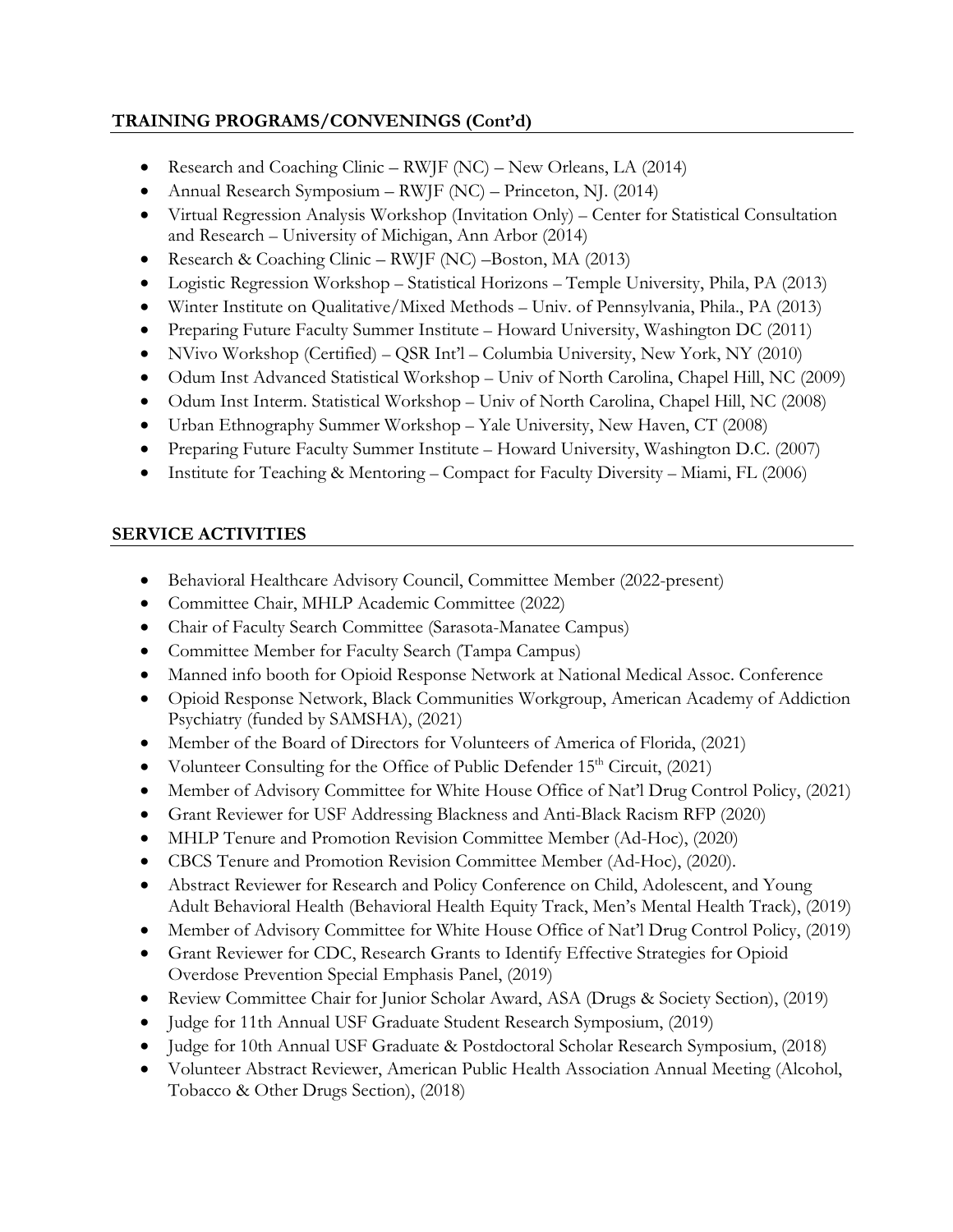## TRAINING PROGRAMS/CONVENINGS (Cont'd)

- Research and Coaching Clinic – RWJF (NC) – New Orleans, LA (2014)
- Annual Research Symposium – RWJF (NC) – Princeton, NJ. (2014)
- Virtual Regression Analysis Workshop (Invitation Only) – Center for Statistical Consultation and Research – University of Michigan, Ann Arbor (2014)
- Research & Coaching Clinic – RWJF (NC) –Boston, MA (2013)
- Logistic Regression Workshop – Statistical Horizons – Temple University, Phila, PA (2013)
- Winter Institute on Qualitative/Mixed Methods – Univ. of Pennsylvania, Phila., PA (2013)
- Preparing Future Faculty Summer Institute – Howard University, Washington DC (2011)
- NVivo Workshop (Certified) – QSR Int'l – Columbia University, New York, NY (2010)
- Odum Inst Advanced Statistical Workshop – Univ of North Carolina, Chapel Hill, NC (2009)
- Odum Inst Interm. Statistical Workshop – Univ of North Carolina, Chapel Hill, NC (2008)
- Urban Ethnography Summer Workshop – Yale University, New Haven, CT (2008)
- Preparing Future Faculty Summer Institute – Howard University, Washington D.C. (2007)
- Institute for Teaching & Mentoring – Compact for Faculty Diversity – Miami, FL (2006)

## SERVICE ACTIVITIES

- Behavioral Healthcare Advisory Council, Committee Member (2022-present)
- Committee Chair, MHLP Academic Committee (2022)
- Chair of Faculty Search Committee (Sarasota-Manatee Campus)
- Committee Member for Faculty Search (Tampa Campus)
- Manned info booth for Opioid Response Network at National Medical Assoc. Conference
- Opioid Response Network, Black Communities Workgroup, American Academy of Addiction Psychiatry (funded by SAMSHA), (2021)
- Member of the Board of Directors for Volunteers of America of Florida, (2021)
- Volunteer Consulting for the Office of Public Defender 15th Circuit, (2021)
- Member of Advisory Committee for White House Office of Nat'l Drug Control Policy, (2021)
- Grant Reviewer for USF Addressing Blackness and Anti-Black Racism RFP (2020)
- MHLP Tenure and Promotion Revision Committee Member (Ad-Hoc), (2020)
- CBCS Tenure and Promotion Revision Committee Member (Ad-Hoc), (2020).
- Abstract Reviewer for Research and Policy Conference on Child, Adolescent, and Young Adult Behavioral Health (Behavioral Health Equity Track, Men's Mental Health Track), (2019)
- Member of Advisory Committee for White House Office of Nat'l Drug Control Policy, (2019)
- Grant Reviewer for CDC, Research Grants to Identify Effective Strategies for Opioid Overdose Prevention Special Emphasis Panel, (2019)
- Review Committee Chair for Junior Scholar Award, ASA (Drugs & Society Section), (2019)
- Judge for 11th Annual USF Graduate Student Research Symposium, (2019)
- Judge for 10th Annual USF Graduate & Postdoctoral Scholar Research Symposium, (2018)
- Volunteer Abstract Reviewer, American Public Health Association Annual Meeting (Alcohol, Tobacco & Other Drugs Section), (2018)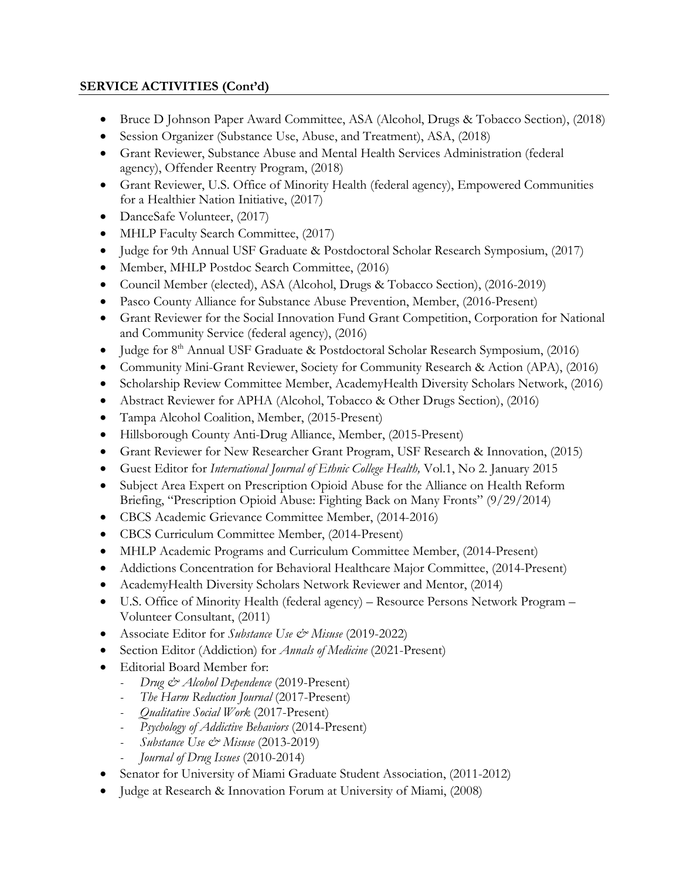**SERVICE ACTIVITIES (Cont'd)**

- Bruce D Johnson Paper Award Committee, ASA (Alcohol, Drugs & Tobacco Section), (2018)
- Session Organizer (Substance Use, Abuse, and Treatment), ASA, (2018)
- Grant Reviewer, Substance Abuse and Mental Health Services Administration (federal agency), Offender Reentry Program, (2018)
- Grant Reviewer, U.S. Office of Minority Health (federal agency), Empowered Communities for a Healthier Nation Initiative, (2017)
- DanceSafe Volunteer, (2017)
- MHLP Faculty Search Committee, (2017)
- Judge for 9th Annual USF Graduate & Postdoctoral Scholar Research Symposium, (2017)
- Member, MHLP Postdoc Search Committee, (2016)
- Council Member (elected), ASA (Alcohol, Drugs & Tobacco Section), (2016-2019)
- Pasco County Alliance for Substance Abuse Prevention, Member, (2016-Present)
- Grant Reviewer for the Social Innovation Fund Grant Competition, Corporation for National and Community Service (federal agency), (2016)
- Judge for 8th Annual USF Graduate & Postdoctoral Scholar Research Symposium, (2016)
- Community Mini-Grant Reviewer, Society for Community Research & Action (APA), (2016)
- Scholarship Review Committee Member, AcademyHealth Diversity Scholars Network, (2016)
- Abstract Reviewer for APHA (Alcohol, Tobacco & Other Drugs Section), (2016)
- Tampa Alcohol Coalition, Member, (2015-Present)
- Hillsborough County Anti-Drug Alliance, Member, (2015-Present)
- Grant Reviewer for New Researcher Grant Program, USF Research & Innovation, (2015)
- Guest Editor for *International Journal of Ethnic College Health,* Vol.1, No 2. January 2015
- Subject Area Expert on Prescription Opioid Abuse for the Alliance on Health Reform Briefing, "Prescription Opioid Abuse: Fighting Back on Many Fronts" (9/29/2014)
- CBCS Academic Grievance Committee Member, (2014-2016)
- CBCS Curriculum Committee Member, (2014-Present)
- MHLP Academic Programs and Curriculum Committee Member, (2014-Present)
- Addictions Concentration for Behavioral Healthcare Major Committee, (2014-Present)
- AcademyHealth Diversity Scholars Network Reviewer and Mentor, (2014)
- U.S. Office of Minority Health (federal agency) – Resource Persons Network Program – Volunteer Consultant, (2011)
- Associate Editor for *Substance Use & Misuse* (2019-2022)
- Section Editor (Addiction) for *Annals of Medicine* (2021-Present)
- Editorial Board Member for:
  - *Drug & Alcohol Dependence* (2019-Present)
  - *The Harm Reduction Journal* (2017-Present)
  - *Qualitative Social Work* (2017-Present)
  - *Psychology of Addictive Behaviors* (2014-Present)
  - *Substance Use & Misuse* (2013-2019)
  - *Journal of Drug Issues* (2010-2014)
- Senator for University of Miami Graduate Student Association, (2011-2012)
- Judge at Research & Innovation Forum at University of Miami, (2008)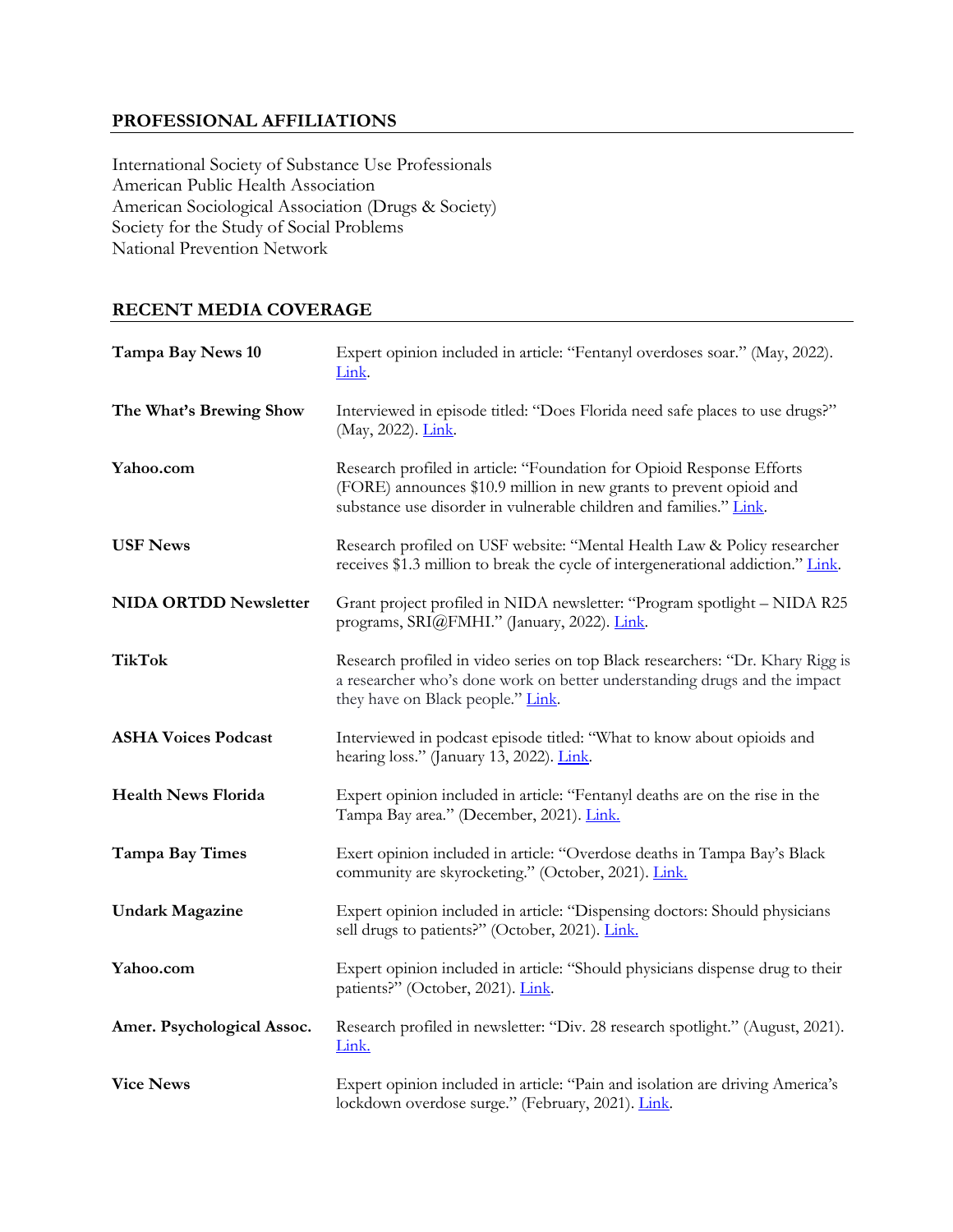## PROFESSIONAL AFFILIATIONS

International Society of Substance Use Professionals
American Public Health Association
American Sociological Association (Drugs & Society)
Society for the Study of Social Problems
National Prevention Network

## RECENT MEDIA COVERAGE

| | |
|---|---|
| **Tampa Bay News 10** | Expert opinion included in article: "Fentanyl overdoses soar." (May, 2022). Link. |
| **The What's Brewing Show** | Interviewed in episode titled: "Does Florida need safe places to use drugs?" (May, 2022). Link. |
| **Yahoo.com** | Research profiled in article: "Foundation for Opioid Response Efforts (FORE) announces $10.9 million in new grants to prevent opioid and substance use disorder in vulnerable children and families." Link. |
| **USF News** | Research profiled on USF website: "Mental Health Law & Policy researcher receives $1.3 million to break the cycle of intergenerational addiction." Link. |
| **NIDA ORTDD Newsletter** | Grant project profiled in NIDA newsletter: "Program spotlight – NIDA R25 programs, SRI@FMHI." (January, 2022). Link. |
| **TikTok** | Research profiled in video series on top Black researchers: "Dr. Khary Rigg is a researcher who's done work on better understanding drugs and the impact they have on Black people." Link. |
| **ASHA Voices Podcast** | Interviewed in podcast episode titled: "What to know about opioids and hearing loss." (January 13, 2022). Link. |
| **Health News Florida** | Expert opinion included in article: "Fentanyl deaths are on the rise in the Tampa Bay area." (December, 2021). Link. |
| **Tampa Bay Times** | Exert opinion included in article: "Overdose deaths in Tampa Bay's Black community are skyrocketing." (October, 2021). Link. |
| **Undark Magazine** | Expert opinion included in article: "Dispensing doctors: Should physicians sell drugs to patients?" (October, 2021). Link. |
| **Yahoo.com** | Expert opinion included in article: "Should physicians dispense drug to their patients?" (October, 2021). Link. |
| **Amer. Psychological Assoc.** | Research profiled in newsletter: "Div. 28 research spotlight." (August, 2021). Link. |
| **Vice News** | Expert opinion included in article: "Pain and isolation are driving America's lockdown overdose surge." (February, 2021). Link. |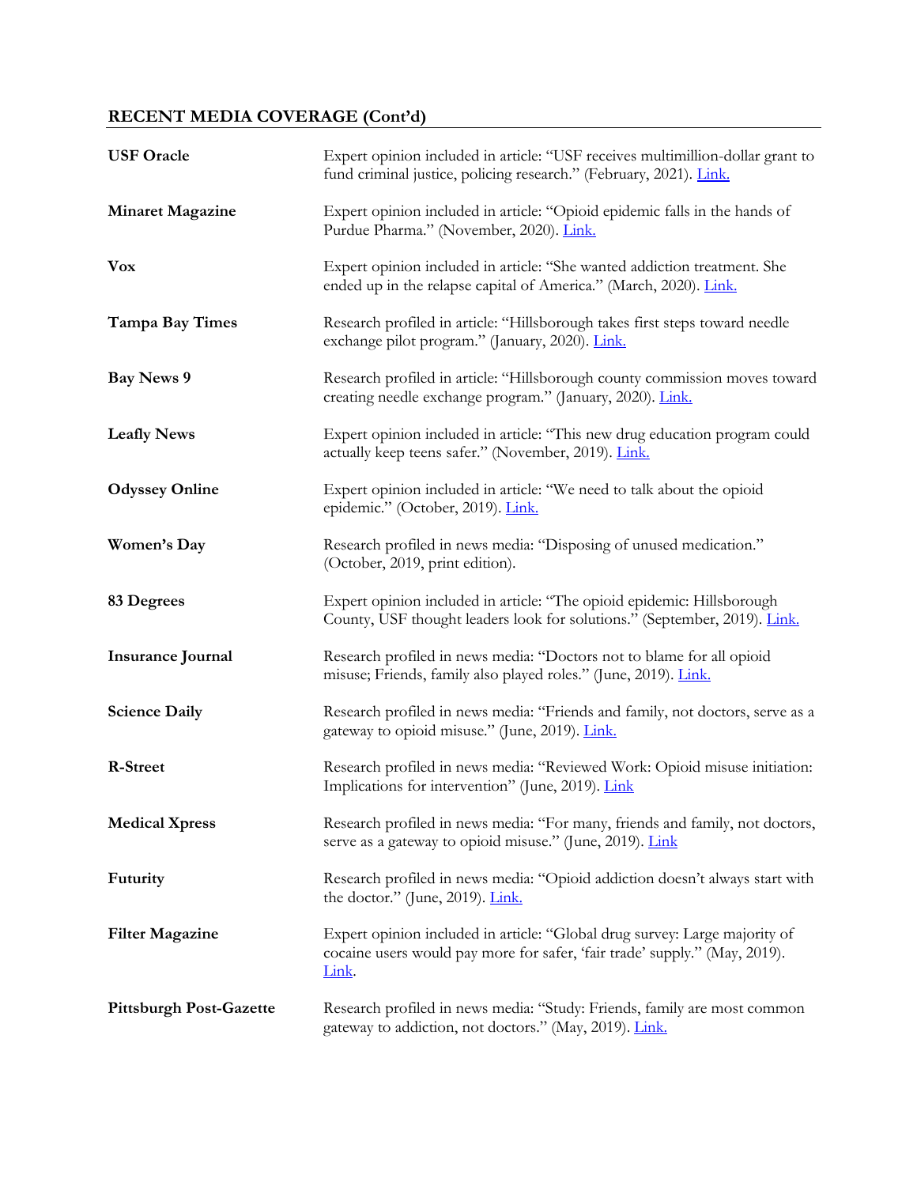## RECENT MEDIA COVERAGE (Cont'd)

| | |
|---|---|
| **USF Oracle** | Expert opinion included in article: "USF receives multimillion-dollar grant to fund criminal justice, policing research." (February, 2021). Link. |
| **Minaret Magazine** | Expert opinion included in article: "Opioid epidemic falls in the hands of Purdue Pharma." (November, 2020). Link. |
| **Vox** | Expert opinion included in article: "She wanted addiction treatment. She ended up in the relapse capital of America." (March, 2020). Link. |
| **Tampa Bay Times** | Research profiled in article: "Hillsborough takes first steps toward needle exchange pilot program." (January, 2020). Link. |
| **Bay News 9** | Research profiled in article: "Hillsborough county commission moves toward creating needle exchange program." (January, 2020). Link. |
| **Leafly News** | Expert opinion included in article: "This new drug education program could actually keep teens safer." (November, 2019). Link. |
| **Odyssey Online** | Expert opinion included in article: "We need to talk about the opioid epidemic." (October, 2019). Link. |
| **Women's Day** | Research profiled in news media: "Disposing of unused medication." (October, 2019, print edition). |
| **83 Degrees** | Expert opinion included in article: "The opioid epidemic: Hillsborough County, USF thought leaders look for solutions." (September, 2019). Link. |
| **Insurance Journal** | Research profiled in news media: "Doctors not to blame for all opioid misuse; Friends, family also played roles." (June, 2019). Link. |
| **Science Daily** | Research profiled in news media: "Friends and family, not doctors, serve as a gateway to opioid misuse." (June, 2019). Link. |
| **R-Street** | Research profiled in news media: "Reviewed Work: Opioid misuse initiation: Implications for intervention" (June, 2019). Link |
| **Medical Xpress** | Research profiled in news media: "For many, friends and family, not doctors, serve as a gateway to opioid misuse." (June, 2019). Link |
| **Futurity** | Research profiled in news media: "Opioid addiction doesn't always start with the doctor." (June, 2019). Link. |
| **Filter Magazine** | Expert opinion included in article: "Global drug survey: Large majority of cocaine users would pay more for safer, 'fair trade' supply." (May, 2019). Link. |
| **Pittsburgh Post-Gazette** | Research profiled in news media: "Study: Friends, family are most common gateway to addiction, not doctors." (May, 2019). Link. |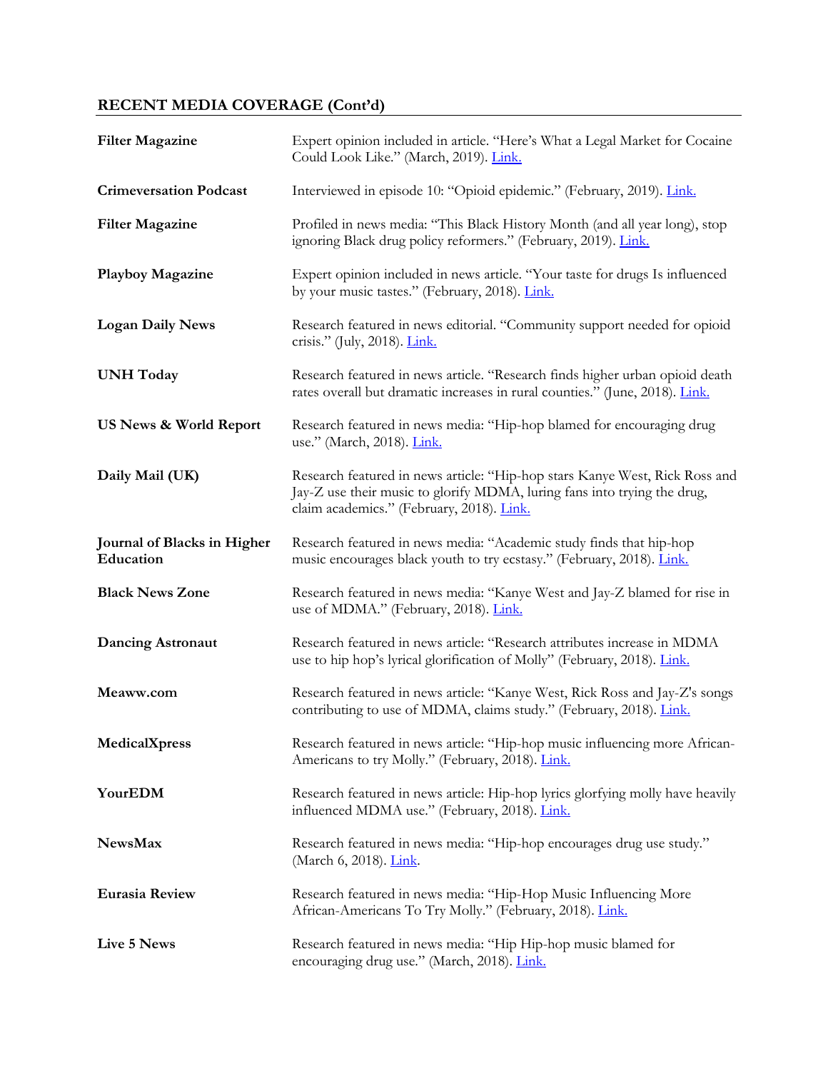## RECENT MEDIA COVERAGE (Cont'd)

| | |
|---|---|
| **Filter Magazine** | Expert opinion included in article. "Here's What a Legal Market for Cocaine Could Look Like." (March, 2019). Link. |
| **Crimeversation Podcast** | Interviewed in episode 10: "Opioid epidemic." (February, 2019). Link. |
| **Filter Magazine** | Profiled in news media: "This Black History Month (and all year long), stop ignoring Black drug policy reformers." (February, 2019). Link. |
| **Playboy Magazine** | Expert opinion included in news article. "Your taste for drugs Is influenced by your music tastes." (February, 2018). Link. |
| **Logan Daily News** | Research featured in news editorial. "Community support needed for opioid crisis." (July, 2018). Link. |
| **UNH Today** | Research featured in news article. "Research finds higher urban opioid death rates overall but dramatic increases in rural counties." (June, 2018). Link. |
| **US News & World Report** | Research featured in news media: "Hip-hop blamed for encouraging drug use." (March, 2018). Link. |
| **Daily Mail (UK)** | Research featured in news article: "Hip-hop stars Kanye West, Rick Ross and Jay-Z use their music to glorify MDMA, luring fans into trying the drug, claim academics." (February, 2018). Link. |
| **Journal of Blacks in Higher Education** | Research featured in news media: "Academic study finds that hip-hop music encourages black youth to try ecstasy." (February, 2018). Link. |
| **Black News Zone** | Research featured in news media: "Kanye West and Jay-Z blamed for rise in use of MDMA." (February, 2018). Link. |
| **Dancing Astronaut** | Research featured in news article: "Research attributes increase in MDMA use to hip hop's lyrical glorification of Molly" (February, 2018). Link. |
| **Meaww.com** | Research featured in news article: "Kanye West, Rick Ross and Jay-Z's songs contributing to use of MDMA, claims study." (February, 2018). Link. |
| **MedicalXpress** | Research featured in news article: "Hip-hop music influencing more African-Americans to try Molly." (February, 2018). Link. |
| **YourEDM** | Research featured in news article: Hip-hop lyrics glorfying molly have heavily influenced MDMA use." (February, 2018). Link. |
| **NewsMax** | Research featured in news media: "Hip-hop encourages drug use study." (March 6, 2018). Link. |
| **Eurasia Review** | Research featured in news media: "Hip-Hop Music Influencing More African-Americans To Try Molly." (February, 2018). Link. |
| **Live 5 News** | Research featured in news media: "Hip Hip-hop music blamed for encouraging drug use." (March, 2018). Link. |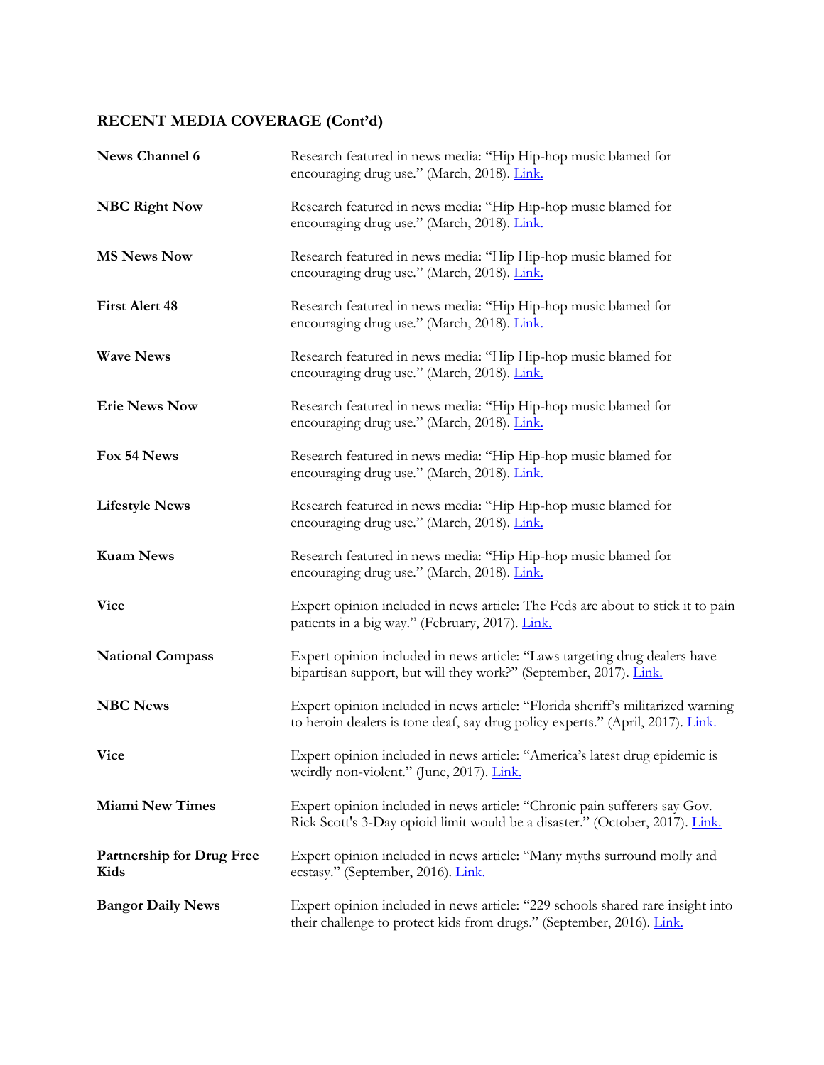## RECENT MEDIA COVERAGE (Cont'd)

| | |
|---|---|
| **News Channel 6** | Research featured in news media: "Hip Hip-hop music blamed for encouraging drug use." (March, 2018). Link. |
| **NBC Right Now** | Research featured in news media: "Hip Hip-hop music blamed for encouraging drug use." (March, 2018). Link. |
| **MS News Now** | Research featured in news media: "Hip Hip-hop music blamed for encouraging drug use." (March, 2018). Link. |
| **First Alert 48** | Research featured in news media: "Hip Hip-hop music blamed for encouraging drug use." (March, 2018). Link. |
| **Wave News** | Research featured in news media: "Hip Hip-hop music blamed for encouraging drug use." (March, 2018). Link. |
| **Erie News Now** | Research featured in news media: "Hip Hip-hop music blamed for encouraging drug use." (March, 2018). Link. |
| **Fox 54 News** | Research featured in news media: "Hip Hip-hop music blamed for encouraging drug use." (March, 2018). Link. |
| **Lifestyle News** | Research featured in news media: "Hip Hip-hop music blamed for encouraging drug use." (March, 2018). Link. |
| **Kuam News** | Research featured in news media: "Hip Hip-hop music blamed for encouraging drug use." (March, 2018). Link. |
| **Vice** | Expert opinion included in news article: The Feds are about to stick it to pain patients in a big way." (February, 2017). Link. |
| **National Compass** | Expert opinion included in news article: "Laws targeting drug dealers have bipartisan support, but will they work?" (September, 2017). Link. |
| **NBC News** | Expert opinion included in news article: "Florida sheriff's militarized warning to heroin dealers is tone deaf, say drug policy experts." (April, 2017). Link. |
| **Vice** | Expert opinion included in news article: "America's latest drug epidemic is weirdly non-violent." (June, 2017). Link. |
| **Miami New Times** | Expert opinion included in news article: "Chronic pain sufferers say Gov. Rick Scott's 3-Day opioid limit would be a disaster." (October, 2017). Link. |
| **Partnership for Drug Free Kids** | Expert opinion included in news article: "Many myths surround molly and ecstasy." (September, 2016). Link. |
| **Bangor Daily News** | Expert opinion included in news article: "229 schools shared rare insight into their challenge to protect kids from drugs." (September, 2016). Link. |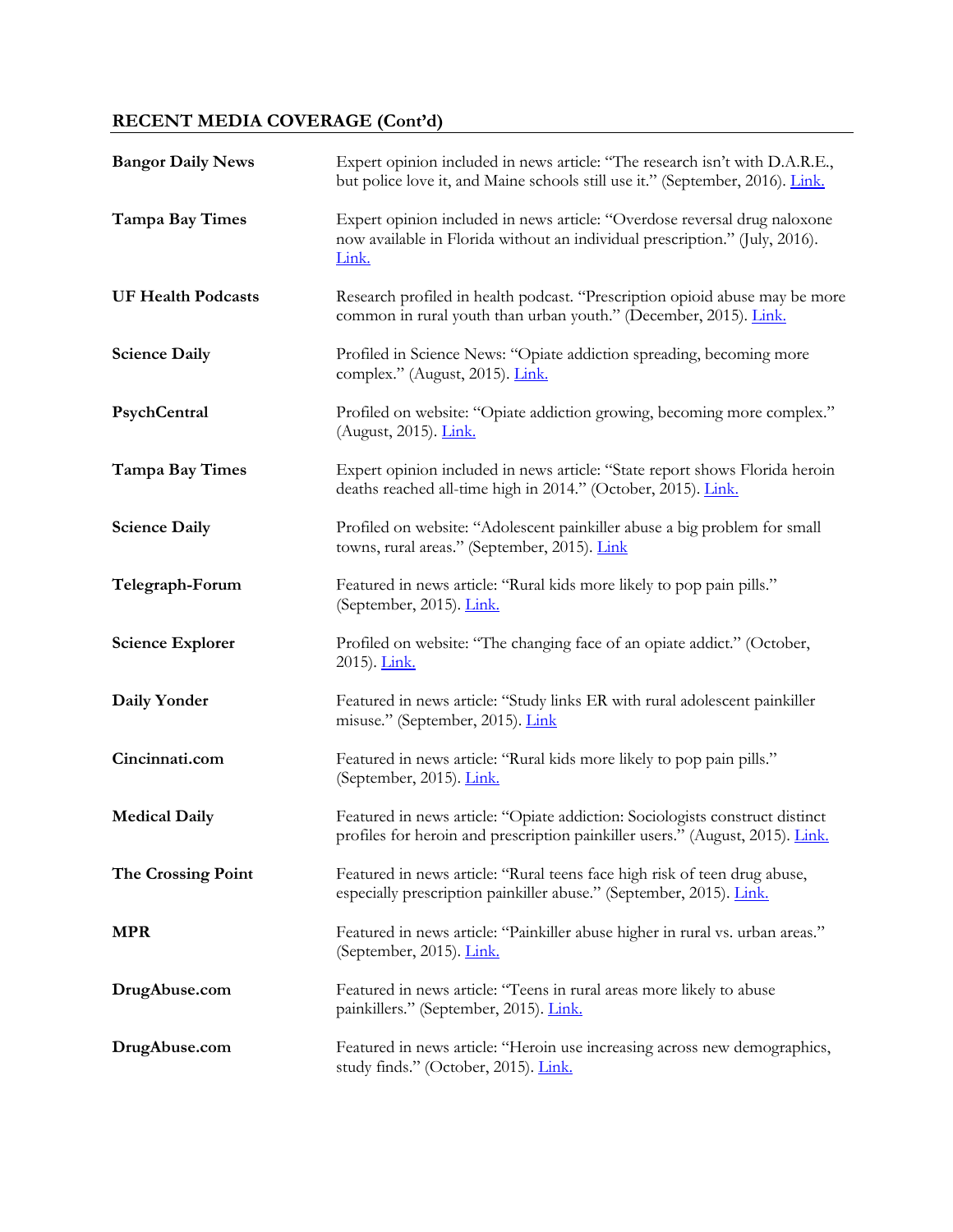## RECENT MEDIA COVERAGE (Cont'd)

| | |
|---|---|
| **Bangor Daily News** | Expert opinion included in news article: "The research isn't with D.A.R.E., but police love it, and Maine schools still use it." (September, 2016). Link. |
| **Tampa Bay Times** | Expert opinion included in news article: "Overdose reversal drug naloxone now available in Florida without an individual prescription." (July, 2016). Link. |
| **UF Health Podcasts** | Research profiled in health podcast. "Prescription opioid abuse may be more common in rural youth than urban youth." (December, 2015). Link. |
| **Science Daily** | Profiled in Science News: "Opiate addiction spreading, becoming more complex." (August, 2015). Link. |
| **PsychCentral** | Profiled on website: "Opiate addiction growing, becoming more complex." (August, 2015). Link. |
| **Tampa Bay Times** | Expert opinion included in news article: "State report shows Florida heroin deaths reached all-time high in 2014." (October, 2015). Link. |
| **Science Daily** | Profiled on website: "Adolescent painkiller abuse a big problem for small towns, rural areas." (September, 2015). Link |
| **Telegraph-Forum** | Featured in news article: "Rural kids more likely to pop pain pills." (September, 2015). Link. |
| **Science Explorer** | Profiled on website: "The changing face of an opiate addict." (October, 2015). Link. |
| **Daily Yonder** | Featured in news article: "Study links ER with rural adolescent painkiller misuse." (September, 2015). Link |
| **Cincinnati.com** | Featured in news article: "Rural kids more likely to pop pain pills." (September, 2015). Link. |
| **Medical Daily** | Featured in news article: "Opiate addiction: Sociologists construct distinct profiles for heroin and prescription painkiller users." (August, 2015). Link. |
| **The Crossing Point** | Featured in news article: "Rural teens face high risk of teen drug abuse, especially prescription painkiller abuse." (September, 2015). Link. |
| **MPR** | Featured in news article: "Painkiller abuse higher in rural vs. urban areas." (September, 2015). Link. |
| **DrugAbuse.com** | Featured in news article: "Teens in rural areas more likely to abuse painkillers." (September, 2015). Link. |
| **DrugAbuse.com** | Featured in news article: "Heroin use increasing across new demographics, study finds." (October, 2015). Link. |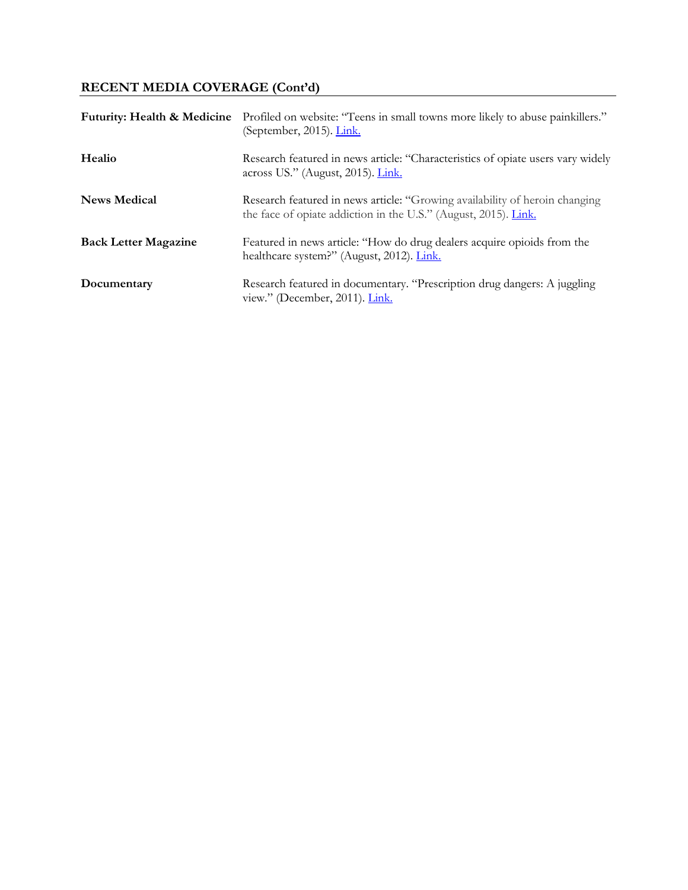## RECENT MEDIA COVERAGE (Cont'd)

| | |
|---|---|
| **Futurity: Health & Medicine** | Profiled on website: "Teens in small towns more likely to abuse painkillers." (September, 2015). Link. |
| **Healio** | Research featured in news article: "Characteristics of opiate users vary widely across US." (August, 2015). Link. |
| **News Medical** | Research featured in news article: "Growing availability of heroin changing the face of opiate addiction in the U.S." (August, 2015). Link. |
| **Back Letter Magazine** | Featured in news article: "How do drug dealers acquire opioids from the healthcare system?" (August, 2012). Link. |
| **Documentary** | Research featured in documentary. "Prescription drug dangers: A juggling view." (December, 2011). Link. |